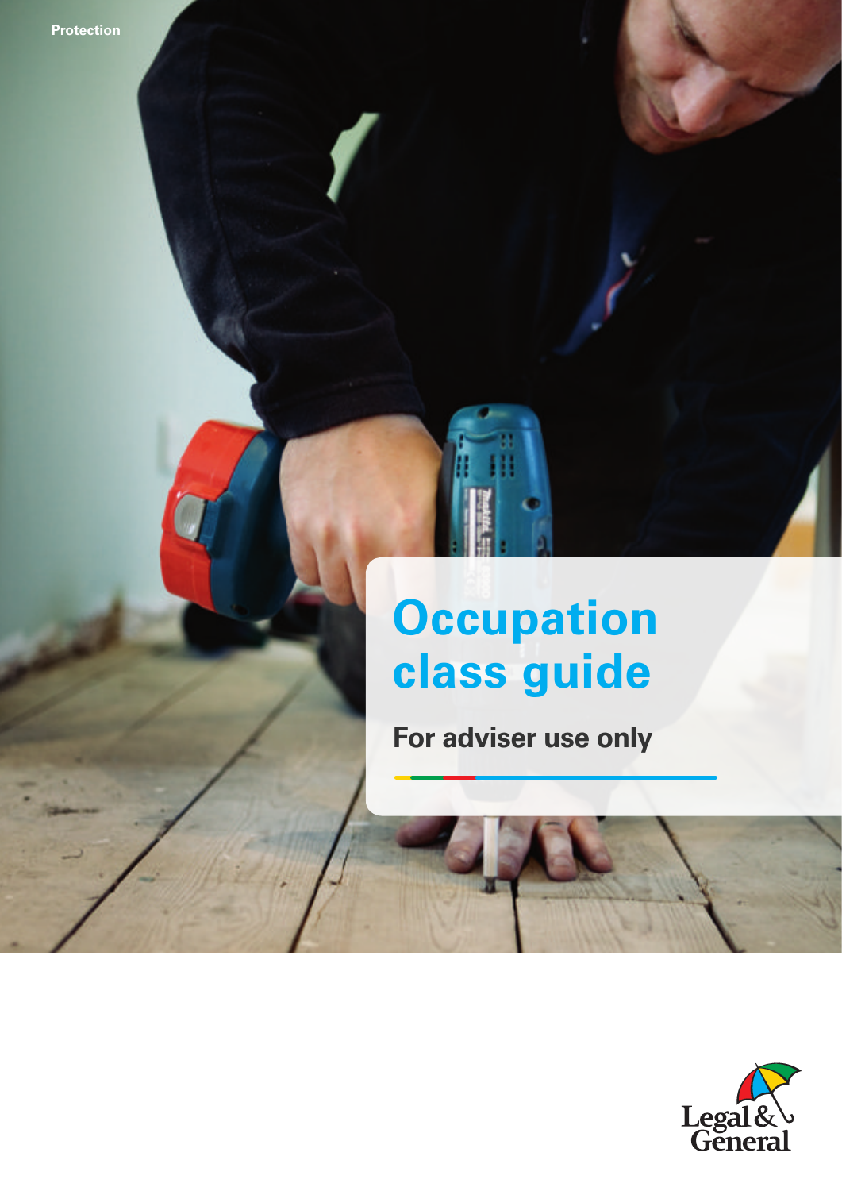Protection

# Occupation class guide

**For adviser use only**

Legal & General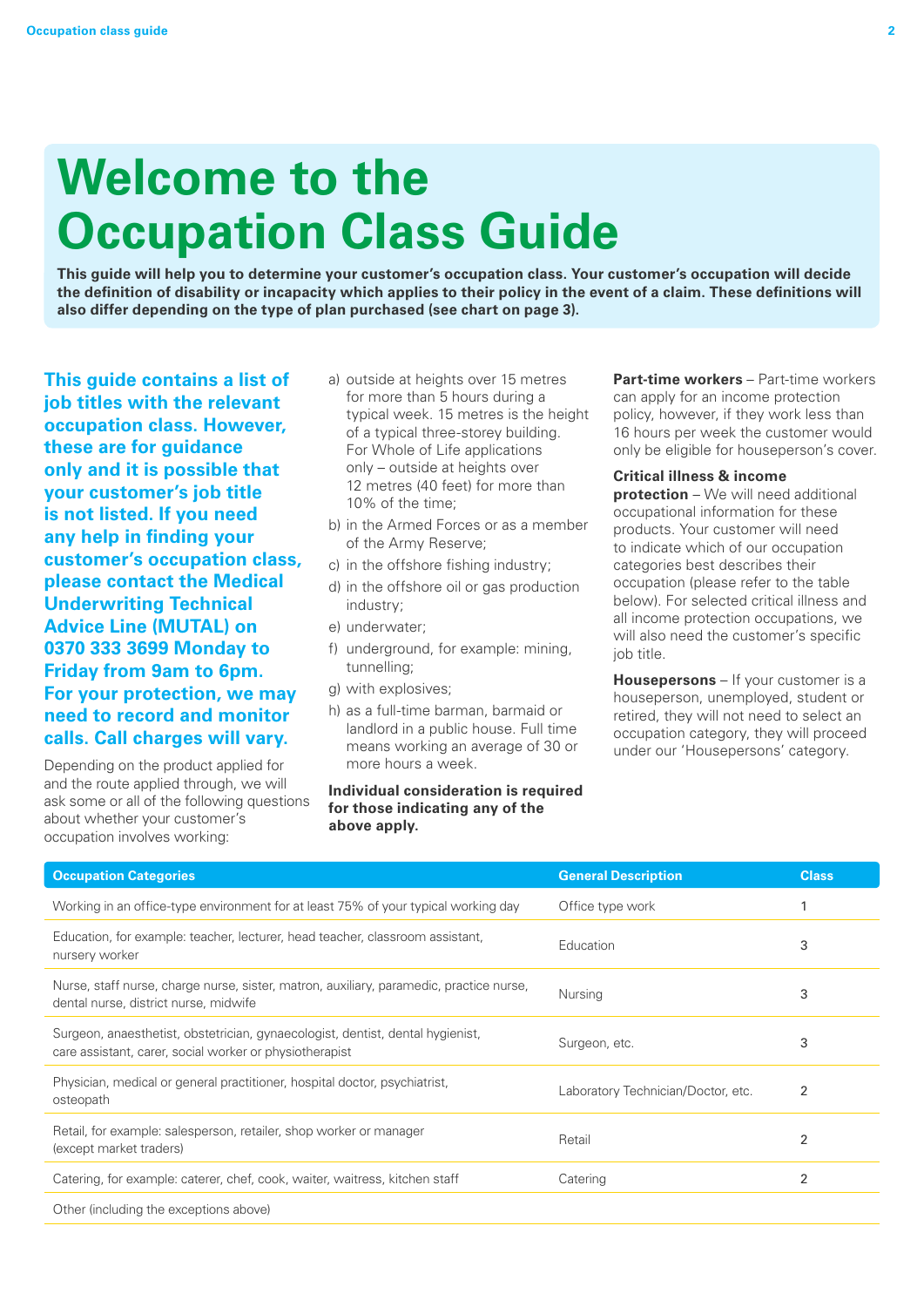# Welcome to the Occupation Class Guide

**This guide will help you to determine your customer's occupation class. Your customer's occupation will decide the definition of disability or incapacity which applies to their policy in the event of a claim. These definitions will also differ depending on the type of plan purchased (see chart on page 3).**

**This guide contains a list of job titles with the relevant occupation class. However, these are for guidance only and it is possible that your customer's job title is not listed. If you need any help in finding your customer's occupation class, please contact the Medical Underwriting Technical Advice Line (MUTAL) on 0370 333 3699 Monday to Friday from 9am to 6pm. For your protection, we may need to record and monitor calls. Call charges will vary.**

Depending on the product applied for and the route applied through, we will ask some or all of the following questions about whether your customer's occupation involves working:

a) outside at heights over 15 metres for more than 5 hours during a typical week. 15 metres is the height of a typical three-storey building. For Whole of Life applications only – outside at heights over 12 metres (40 feet) for more than 10% of the time;
b) in the Armed Forces or as a member of the Army Reserve;
c) in the offshore fishing industry;
d) in the offshore oil or gas production industry;
e) underwater;
f) underground, for example: mining, tunnelling;
g) with explosives;
h) as a full-time barman, barmaid or landlord in a public house. Full time means working an average of 30 or more hours a week.

**Individual consideration is required for those indicating any of the above apply.**

**Part-time workers** – Part-time workers can apply for an income protection policy, however, if they work less than 16 hours per week the customer would only be eligible for houseperson's cover.

**Critical illness & income protection** – We will need additional occupational information for these products. Your customer will need to indicate which of our occupation categories best describes their occupation (please refer to the table below). For selected critical illness and all income protection occupations, we will also need the customer's specific job title.

**Housepersons** – If your customer is a houseperson, unemployed, student or retired, they will not need to select an occupation category, they will proceed under our 'Housepersons' category.

| Occupation Categories | General Description | Class |
|---|---|---|
| Working in an office-type environment for at least 75% of your typical working day | Office type work | 1 |
| Education, for example: teacher, lecturer, head teacher, classroom assistant, nursery worker | Education | 3 |
| Nurse, staff nurse, charge nurse, sister, matron, auxiliary, paramedic, practice nurse, dental nurse, district nurse, midwife | Nursing | 3 |
| Surgeon, anaesthetist, obstetrician, gynaecologist, dentist, dental hygienist, care assistant, carer, social worker or physiotherapist | Surgeon, etc. | 3 |
| Physician, medical or general practitioner, hospital doctor, psychiatrist, osteopath | Laboratory Technician/Doctor, etc. | 2 |
| Retail, for example: salesperson, retailer, shop worker or manager (except market traders) | Retail | 2 |
| Catering, for example: caterer, chef, cook, waiter, waitress, kitchen staff | Catering | 2 |
| Other (including the exceptions above) | | |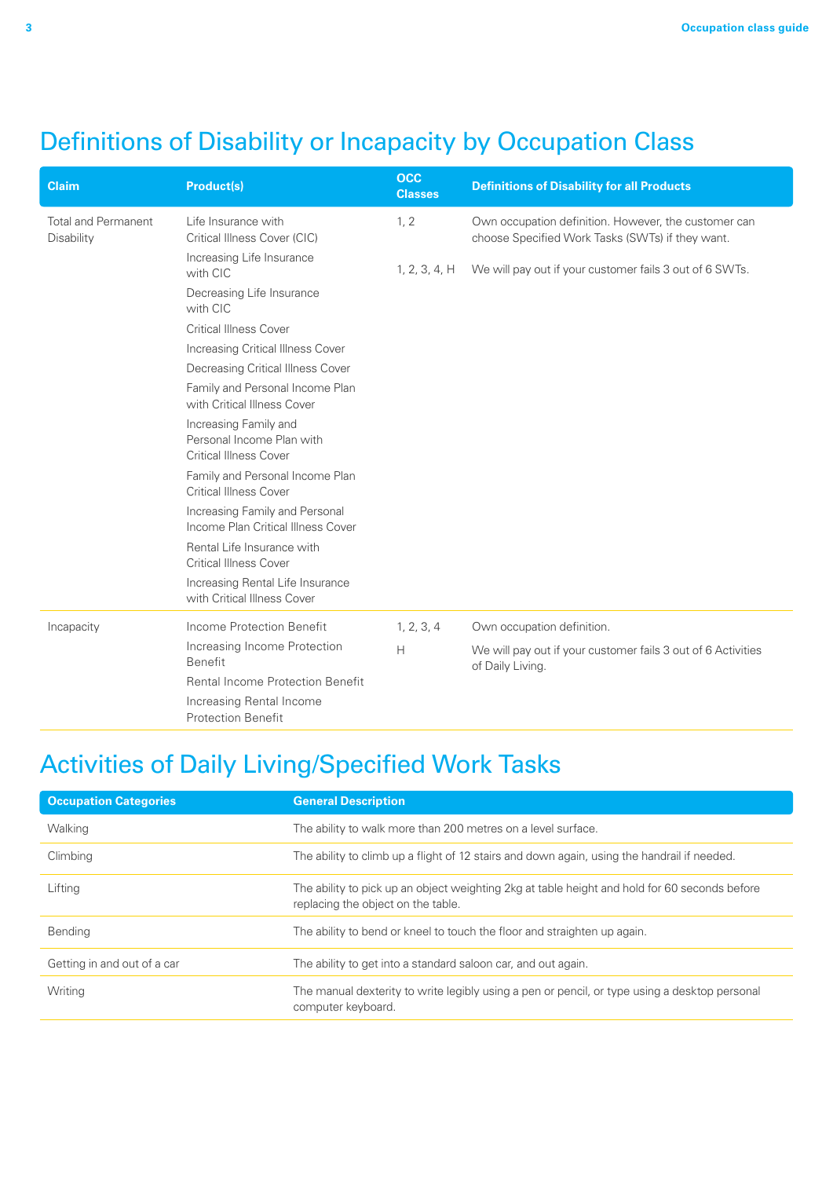## Definitions of Disability or Incapacity by Occupation Class

| Claim | Product(s) | OCC Classes | Definitions of Disability for all Products |
|---|---|---|---|
| Total and Permanent Disability | Life Insurance with Critical Illness Cover (CIC)<br>Increasing Life Insurance with CIC<br>Decreasing Life Insurance with CIC<br>Critical Illness Cover<br>Increasing Critical Illness Cover<br>Decreasing Critical Illness Cover<br>Family and Personal Income Plan with Critical Illness Cover<br>Increasing Family and Personal Income Plan with Critical Illness Cover<br>Family and Personal Income Plan Critical Illness Cover<br>Increasing Family and Personal Income Plan Critical Illness Cover<br>Rental Life Insurance with Critical Illness Cover<br>Increasing Rental Life Insurance with Critical Illness Cover | 1, 2<br><br>1, 2, 3, 4, H | Own occupation definition. However, the customer can choose Specified Work Tasks (SWTs) if they want.<br><br>We will pay out if your customer fails 3 out of 6 SWTs. |
| Incapacity | Income Protection Benefit<br>Increasing Income Protection Benefit<br>Rental Income Protection Benefit<br>Increasing Rental Income Protection Benefit | 1, 2, 3, 4<br><br>H | Own occupation definition.<br><br>We will pay out if your customer fails 3 out of 6 Activities of Daily Living. |

## Activities of Daily Living/Specified Work Tasks

| Occupation Categories | General Description |
|---|---|
| Walking | The ability to walk more than 200 metres on a level surface. |
| Climbing | The ability to climb up a flight of 12 stairs and down again, using the handrail if needed. |
| Lifting | The ability to pick up an object weighting 2kg at table height and hold for 60 seconds before replacing the object on the table. |
| Bending | The ability to bend or kneel to touch the floor and straighten up again. |
| Getting in and out of a car | The ability to get into a standard saloon car, and out again. |
| Writing | The manual dexterity to write legibly using a pen or pencil, or type using a desktop personal computer keyboard. |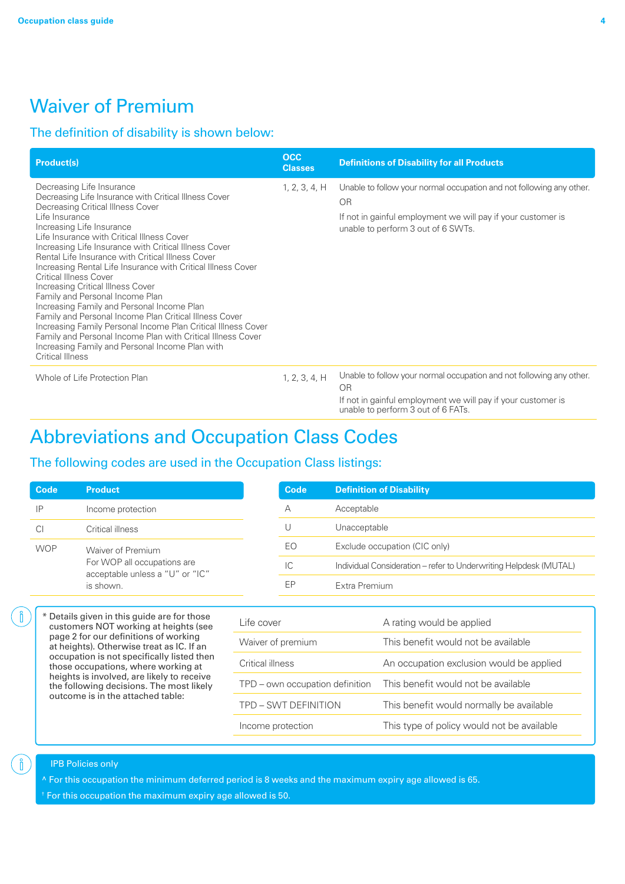# Waiver of Premium

## The definition of disability is shown below:

| Product(s) | OCC Classes | Definitions of Disability for all Products |
|---|---|---|
| Decreasing Life Insurance<br>Decreasing Life Insurance with Critical Illness Cover<br>Decreasing Critical Illness Cover<br>Life Insurance<br>Increasing Life Insurance<br>Life Insurance with Critical Illness Cover<br>Increasing Life Insurance with Critical Illness Cover<br>Rental Life Insurance with Critical Illness Cover<br>Increasing Rental Life Insurance with Critical Illness Cover<br>Critical Illness Cover<br>Increasing Critical Illness Cover<br>Family and Personal Income Plan<br>Increasing Family and Personal Income Plan<br>Family and Personal Income Plan Critical Illness Cover<br>Increasing Family Personal Income Plan Critical Illness Cover<br>Family and Personal Income Plan with Critical Illness Cover<br>Increasing Family and Personal Income Plan with Critical Illness | 1, 2, 3, 4, H | Unable to follow your normal occupation and not following any other.<br>OR<br>If not in gainful employment we will pay if your customer is unable to perform 3 out of 6 SWTs. |
| Whole of Life Protection Plan | 1, 2, 3, 4, H | Unable to follow your normal occupation and not following any other.<br>OR<br>If not in gainful employment we will pay if your customer is unable to perform 3 out of 6 FATs. |

# Abbreviations and Occupation Class Codes

## The following codes are used in the Occupation Class listings:

| Code | Product |
|---|---|
| IP | Income protection |
| CI | Critical illness |
| WOP | Waiver of Premium<br>For WOP all occupations are acceptable unless a "U" or "IC" is shown. |

| Code | Definition of Disability |
|---|---|
| A | Acceptable |
| U | Unacceptable |
| EO | Exclude occupation (CIC only) |
| IC | Individual Consideration – refer to Underwriting Helpdesk (MUTAL) |
| EP | Extra Premium |

\* Details given in this guide are for those customers NOT working at heights (see page 2 for our definitions of working at heights). Otherwise treat as IC. If an occupation is not specifically listed then those occupations, where working at heights is involved, are likely to receive the following decisions. The most likely outcome is in the attached table:

| | |
|---|---|
| Life cover | A rating would be applied |
| Waiver of premium | This benefit would not be available |
| Critical illness | An occupation exclusion would be applied |
| TPD – own occupation definition | This benefit would not be available |
| TPD – SWT DEFINITION | This benefit would normally be available |
| Income protection | This type of policy would not be available |

IPB Policies only

^ For this occupation the minimum deferred period is 8 weeks and the maximum expiry age allowed is 65.

† For this occupation the maximum expiry age allowed is 50.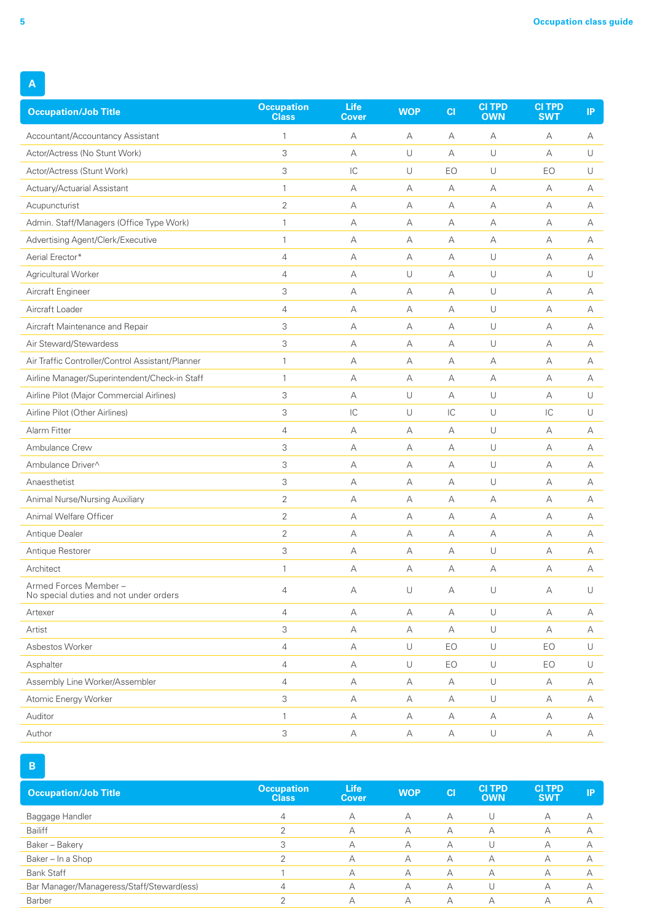## A

| Occupation/Job Title | Occupation Class | Life Cover | WOP | CI | CI TPD OWN | CI TPD SWT | IP |
|---|---|---|---|---|---|---|---|
| Accountant/Accountancy Assistant | 1 | A | A | A | A | A | A |
| Actor/Actress (No Stunt Work) | 3 | A | U | A | U | A | U |
| Actor/Actress (Stunt Work) | 3 | IC | U | EO | U | EO | U |
| Actuary/Actuarial Assistant | 1 | A | A | A | A | A | A |
| Acupuncturist | 2 | A | A | A | A | A | A |
| Admin. Staff/Managers (Office Type Work) | 1 | A | A | A | A | A | A |
| Advertising Agent/Clerk/Executive | 1 | A | A | A | A | A | A |
| Aerial Erector* | 4 | A | A | A | U | A | A |
| Agricultural Worker | 4 | A | U | A | U | A | U |
| Aircraft Engineer | 3 | A | A | A | U | A | A |
| Aircraft Loader | 4 | A | A | A | U | A | A |
| Aircraft Maintenance and Repair | 3 | A | A | A | U | A | A |
| Air Steward/Stewardess | 3 | A | A | A | U | A | A |
| Air Traffic Controller/Control Assistant/Planner | 1 | A | A | A | A | A | A |
| Airline Manager/Superintendent/Check-in Staff | 1 | A | A | A | A | A | A |
| Airline Pilot (Major Commercial Airlines) | 3 | A | U | A | U | A | U |
| Airline Pilot (Other Airlines) | 3 | IC | U | IC | U | IC | U |
| Alarm Fitter | 4 | A | A | A | U | A | A |
| Ambulance Crew | 3 | A | A | A | U | A | A |
| Ambulance Driver^ | 3 | A | A | A | U | A | A |
| Anaesthetist | 3 | A | A | A | U | A | A |
| Animal Nurse/Nursing Auxiliary | 2 | A | A | A | A | A | A |
| Animal Welfare Officer | 2 | A | A | A | A | A | A |
| Antique Dealer | 2 | A | A | A | A | A | A |
| Antique Restorer | 3 | A | A | A | U | A | A |
| Architect | 1 | A | A | A | A | A | A |
| Armed Forces Member – No special duties and not under orders | 4 | A | U | A | U | A | U |
| Artexer | 4 | A | A | A | U | A | A |
| Artist | 3 | A | A | A | U | A | A |
| Asbestos Worker | 4 | A | U | EO | U | EO | U |
| Asphalter | 4 | A | U | EO | U | EO | U |
| Assembly Line Worker/Assembler | 4 | A | A | A | U | A | A |
| Atomic Energy Worker | 3 | A | A | A | U | A | A |
| Auditor | 1 | A | A | A | A | A | A |
| Author | 3 | A | A | A | U | A | A |

## B

| Occupation/Job Title | Occupation Class | Life Cover | WOP | CI | CI TPD OWN | CI TPD SWT | IP |
|---|---|---|---|---|---|---|---|
| Baggage Handler | 4 | A | A | A | U | A | A |
| Bailiff | 2 | A | A | A | A | A | A |
| Baker – Bakery | 3 | A | A | A | U | A | A |
| Baker – In a Shop | 2 | A | A | A | A | A | A |
| Bank Staff | 1 | A | A | A | A | A | A |
| Bar Manager/Manageress/Staff/Steward(ess) | 4 | A | A | A | U | A | A |
| Barber | 2 | A | A | A | A | A | A |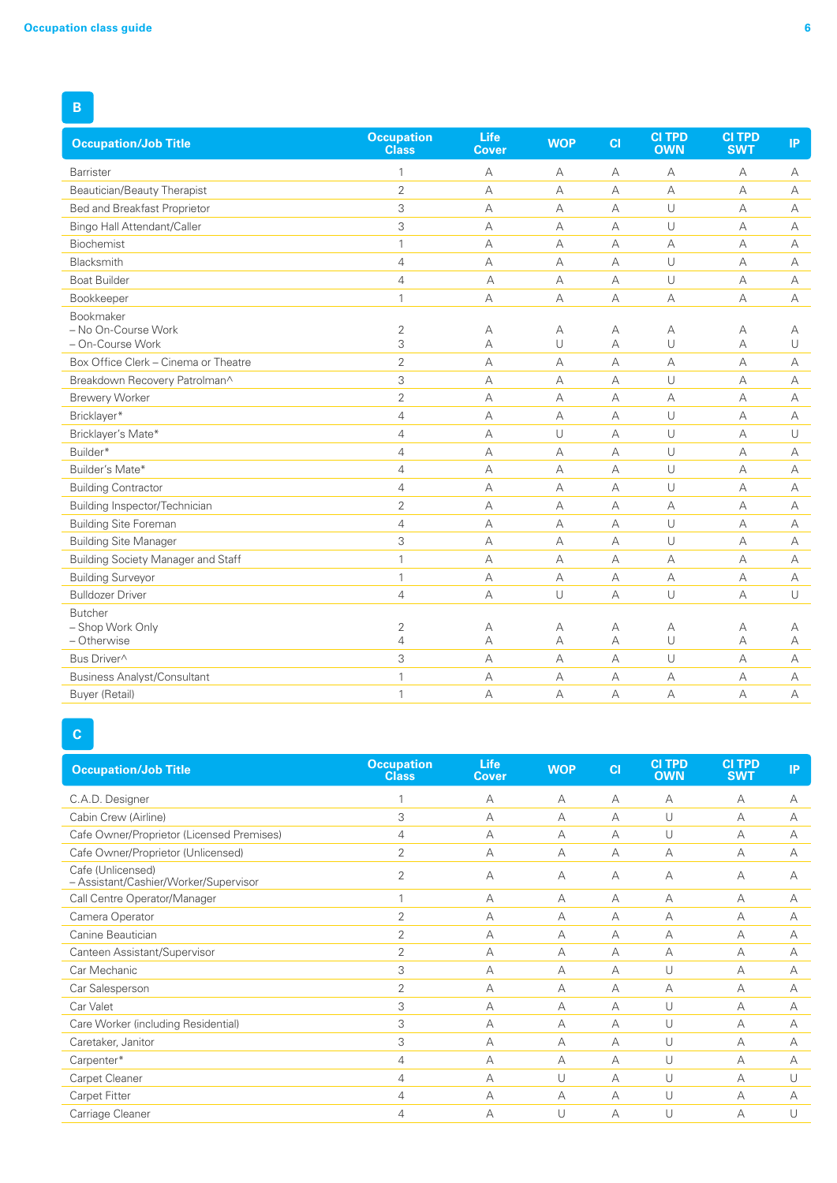## B

| Occupation/Job Title | Occupation Class | Life Cover | WOP | CI | CI TPD OWN | CI TPD SWT | IP |
|---|---|---|---|---|---|---|---|
| Barrister | 1 | A | A | A | A | A | A |
| Beautician/Beauty Therapist | 2 | A | A | A | A | A | A |
| Bed and Breakfast Proprietor | 3 | A | A | A | U | A | A |
| Bingo Hall Attendant/Caller | 3 | A | A | A | U | A | A |
| Biochemist | 1 | A | A | A | A | A | A |
| Blacksmith | 4 | A | A | A | U | A | A |
| Boat Builder | 4 | A | A | A | U | A | A |
| Bookkeeper | 1 | A | A | A | A | A | A |
| Bookmaker | | | | | | | |
| – No On-Course Work | 2 | A | A | A | A | A | A |
| – On-Course Work | 3 | A | U | A | U | A | U |
| Box Office Clerk – Cinema or Theatre | 2 | A | A | A | A | A | A |
| Breakdown Recovery Patrolman^ | 3 | A | A | A | U | A | A |
| Brewery Worker | 2 | A | A | A | A | A | A |
| Bricklayer* | 4 | A | A | A | U | A | A |
| Bricklayer's Mate* | 4 | A | U | A | U | A | U |
| Builder* | 4 | A | A | A | U | A | A |
| Builder's Mate* | 4 | A | A | A | U | A | A |
| Building Contractor | 4 | A | A | A | U | A | A |
| Building Inspector/Technician | 2 | A | A | A | A | A | A |
| Building Site Foreman | 4 | A | A | A | U | A | A |
| Building Site Manager | 3 | A | A | A | U | A | A |
| Building Society Manager and Staff | 1 | A | A | A | A | A | A |
| Building Surveyor | 1 | A | A | A | A | A | A |
| Bulldozer Driver | 4 | A | U | A | U | A | U |
| Butcher | | | | | | | |
| – Shop Work Only | 2 | A | A | A | A | A | A |
| – Otherwise | 4 | A | A | A | U | A | A |
| Bus Driver^ | 3 | A | A | A | U | A | A |
| Business Analyst/Consultant | 1 | A | A | A | A | A | A |
| Buyer (Retail) | 1 | A | A | A | A | A | A |

## C

| Occupation/Job Title | Occupation Class | Life Cover | WOP | CI | CI TPD OWN | CI TPD SWT | IP |
|---|---|---|---|---|---|---|---|
| C.A.D. Designer | 1 | A | A | A | A | A | A |
| Cabin Crew (Airline) | 3 | A | A | A | U | A | A |
| Cafe Owner/Proprietor (Licensed Premises) | 4 | A | A | A | U | A | A |
| Cafe Owner/Proprietor (Unlicensed) | 2 | A | A | A | A | A | A |
| Cafe (Unlicensed) – Assistant/Cashier/Worker/Supervisor | 2 | A | A | A | A | A | A |
| Call Centre Operator/Manager | 1 | A | A | A | A | A | A |
| Camera Operator | 2 | A | A | A | A | A | A |
| Canine Beautician | 2 | A | A | A | A | A | A |
| Canteen Assistant/Supervisor | 2 | A | A | A | A | A | A |
| Car Mechanic | 3 | A | A | A | U | A | A |
| Car Salesperson | 2 | A | A | A | A | A | A |
| Car Valet | 3 | A | A | A | U | A | A |
| Care Worker (including Residential) | 3 | A | A | A | U | A | A |
| Caretaker, Janitor | 3 | A | A | A | U | A | A |
| Carpenter* | 4 | A | A | A | U | A | A |
| Carpet Cleaner | 4 | A | U | A | U | A | U |
| Carpet Fitter | 4 | A | A | A | U | A | A |
| Carriage Cleaner | 4 | A | U | A | U | A | U |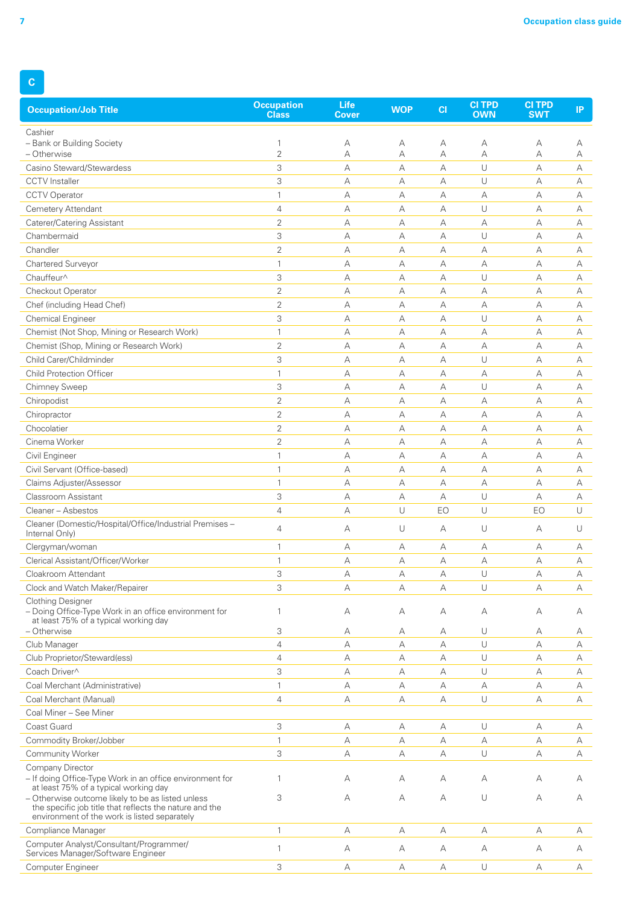## C

| Occupation/Job Title | Occupation Class | Life Cover | WOP | CI | CI TPD OWN | CI TPD SWT | IP |
|---|---|---|---|---|---|---|---|
| Cashier | | | | | | | |
| – Bank or Building Society | 1 | A | A | A | A | A | A |
| – Otherwise | 2 | A | A | A | A | A | A |
| Casino Steward/Stewardess | 3 | A | A | A | U | A | A |
| CCTV Installer | 3 | A | A | A | U | A | A |
| CCTV Operator | 1 | A | A | A | A | A | A |
| Cemetery Attendant | 4 | A | A | A | U | A | A |
| Caterer/Catering Assistant | 2 | A | A | A | A | A | A |
| Chambermaid | 3 | A | A | A | U | A | A |
| Chandler | 2 | A | A | A | A | A | A |
| Chartered Surveyor | 1 | A | A | A | A | A | A |
| Chauffeur^ | 3 | A | A | A | U | A | A |
| Checkout Operator | 2 | A | A | A | A | A | A |
| Chef (including Head Chef) | 2 | A | A | A | A | A | A |
| Chemical Engineer | 3 | A | A | A | U | A | A |
| Chemist (Not Shop, Mining or Research Work) | 1 | A | A | A | A | A | A |
| Chemist (Shop, Mining or Research Work) | 2 | A | A | A | A | A | A |
| Child Carer/Childminder | 3 | A | A | A | U | A | A |
| Child Protection Officer | 1 | A | A | A | A | A | A |
| Chimney Sweep | 3 | A | A | A | U | A | A |
| Chiropodist | 2 | A | A | A | A | A | A |
| Chiropractor | 2 | A | A | A | A | A | A |
| Chocolatier | 2 | A | A | A | A | A | A |
| Cinema Worker | 2 | A | A | A | A | A | A |
| Civil Engineer | 1 | A | A | A | A | A | A |
| Civil Servant (Office-based) | 1 | A | A | A | A | A | A |
| Claims Adjuster/Assessor | 1 | A | A | A | A | A | A |
| Classroom Assistant | 3 | A | A | A | U | A | A |
| Cleaner – Asbestos | 4 | A | U | EO | U | EO | U |
| Cleaner (Domestic/Hospital/Office/Industrial Premises – Internal Only) | 4 | A | U | A | U | A | U |
| Clergyman/woman | 1 | A | A | A | A | A | A |
| Clerical Assistant/Officer/Worker | 1 | A | A | A | A | A | A |
| Cloakroom Attendant | 3 | A | A | A | U | A | A |
| Clock and Watch Maker/Repairer | 3 | A | A | A | U | A | A |
| Clothing Designer | | | | | | | |
| – Doing Office-Type Work in an office environment for at least 75% of a typical working day | 1 | A | A | A | A | A | A |
| – Otherwise | 3 | A | A | A | U | A | A |
| Club Manager | 4 | A | A | A | U | A | A |
| Club Proprietor/Steward(ess) | 4 | A | A | A | U | A | A |
| Coach Driver^ | 3 | A | A | A | U | A | A |
| Coal Merchant (Administrative) | 1 | A | A | A | A | A | A |
| Coal Merchant (Manual) | 4 | A | A | A | U | A | A |
| Coal Miner – See Miner | | | | | | | |
| Coast Guard | 3 | A | A | A | U | A | A |
| Commodity Broker/Jobber | 1 | A | A | A | A | A | A |
| Community Worker | 3 | A | A | A | U | A | A |
| Company Director | | | | | | | |
| – If doing Office-Type Work in an office environment for at least 75% of a typical working day | 1 | A | A | A | A | A | A |
| – Otherwise outcome likely to be as listed unless the specific job title that reflects the nature and the environment of the work is listed separately | 3 | A | A | A | U | A | A |
| Compliance Manager | 1 | A | A | A | A | A | A |
| Computer Analyst/Consultant/Programmer/ Services Manager/Software Engineer | 1 | A | A | A | A | A | A |
| Computer Engineer | 3 | A | A | A | U | A | A |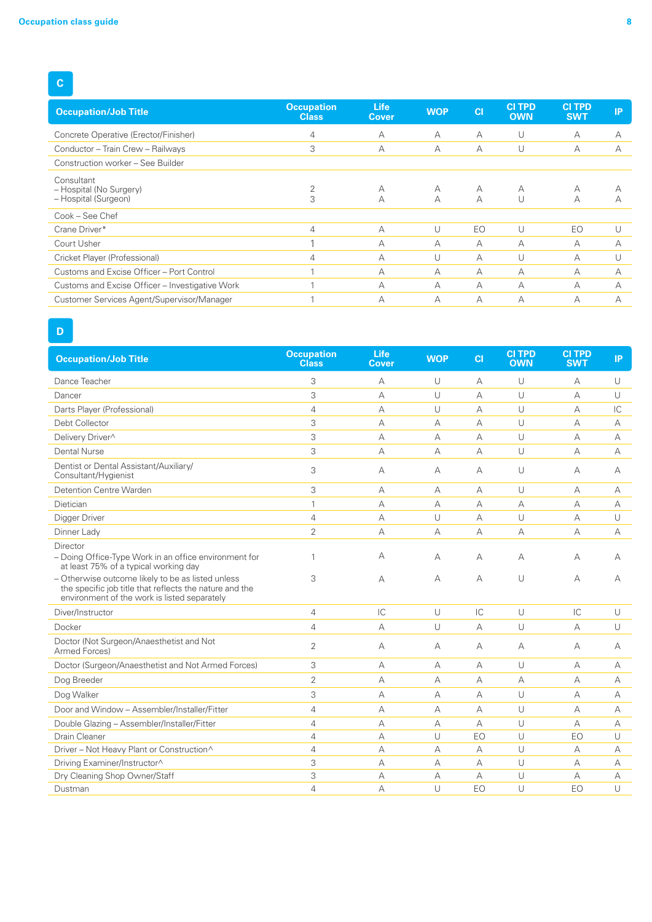## C

| Occupation/Job Title | Occupation Class | Life Cover | WOP | CI | CI TPD OWN | CI TPD SWT | IP |
|---|---|---|---|---|---|---|---|
| Concrete Operative (Erector/Finisher) | 4 | A | A | A | U | A | A |
| Conductor – Train Crew – Railways | 3 | A | A | A | U | A | A |
| Construction worker – See Builder | | | | | | | |
| Consultant<br>– Hospital (No Surgery)<br>– Hospital (Surgeon) | <br>2<br>3 | <br>A<br>A | <br>A<br>A | <br>A<br>A | <br>A<br>U | <br>A<br>A | <br>A<br>A |
| Cook – See Chef | | | | | | | |
| Crane Driver* | 4 | A | U | EO | U | EO | U |
| Court Usher | 1 | A | A | A | A | A | A |
| Cricket Player (Professional) | 4 | A | U | A | U | A | U |
| Customs and Excise Officer – Port Control | 1 | A | A | A | A | A | A |
| Customs and Excise Officer – Investigative Work | 1 | A | A | A | A | A | A |
| Customer Services Agent/Supervisor/Manager | 1 | A | A | A | A | A | A |

## D

| Occupation/Job Title | Occupation Class | Life Cover | WOP | CI | CI TPD OWN | CI TPD SWT | IP |
|---|---|---|---|---|---|---|---|
| Dance Teacher | 3 | A | U | A | U | A | U |
| Dancer | 3 | A | U | A | U | A | U |
| Darts Player (Professional) | 4 | A | U | A | U | A | IC |
| Debt Collector | 3 | A | A | A | U | A | A |
| Delivery Driver^ | 3 | A | A | A | U | A | A |
| Dental Nurse | 3 | A | A | A | U | A | A |
| Dentist or Dental Assistant/Auxiliary/ Consultant/Hygienist | 3 | A | A | A | U | A | A |
| Detention Centre Warden | 3 | A | A | A | U | A | A |
| Dietician | 1 | A | A | A | A | A | A |
| Digger Driver | 4 | A | U | A | U | A | U |
| Dinner Lady | 2 | A | A | A | A | A | A |
| Director<br>– Doing Office-Type Work in an office environment for at least 75% of a typical working day<br>– Otherwise outcome likely to be as listed unless the specific job title that reflects the nature and the environment of the work is listed separately | <br>1<br><br>3 | <br>A<br><br>A | <br>A<br><br>A | <br>A<br><br>A | <br>A<br><br>U | <br>A<br><br>A | <br>A<br><br>A |
| Diver/Instructor | 4 | IC | U | IC | U | IC | U |
| Docker | 4 | A | U | A | U | A | U |
| Doctor (Not Surgeon/Anaesthetist and Not Armed Forces) | 2 | A | A | A | A | A | A |
| Doctor (Surgeon/Anaesthetist and Not Armed Forces) | 3 | A | A | A | U | A | A |
| Dog Breeder | 2 | A | A | A | A | A | A |
| Dog Walker | 3 | A | A | A | U | A | A |
| Door and Window – Assembler/Installer/Fitter | 4 | A | A | A | U | A | A |
| Double Glazing – Assembler/Installer/Fitter | 4 | A | A | A | U | A | A |
| Drain Cleaner | 4 | A | U | EO | U | EO | U |
| Driver – Not Heavy Plant or Construction^ | 4 | A | A | A | U | A | A |
| Driving Examiner/Instructor^ | 3 | A | A | A | U | A | A |
| Dry Cleaning Shop Owner/Staff | 3 | A | A | A | U | A | A |
| Dustman | 4 | A | U | EO | U | EO | U |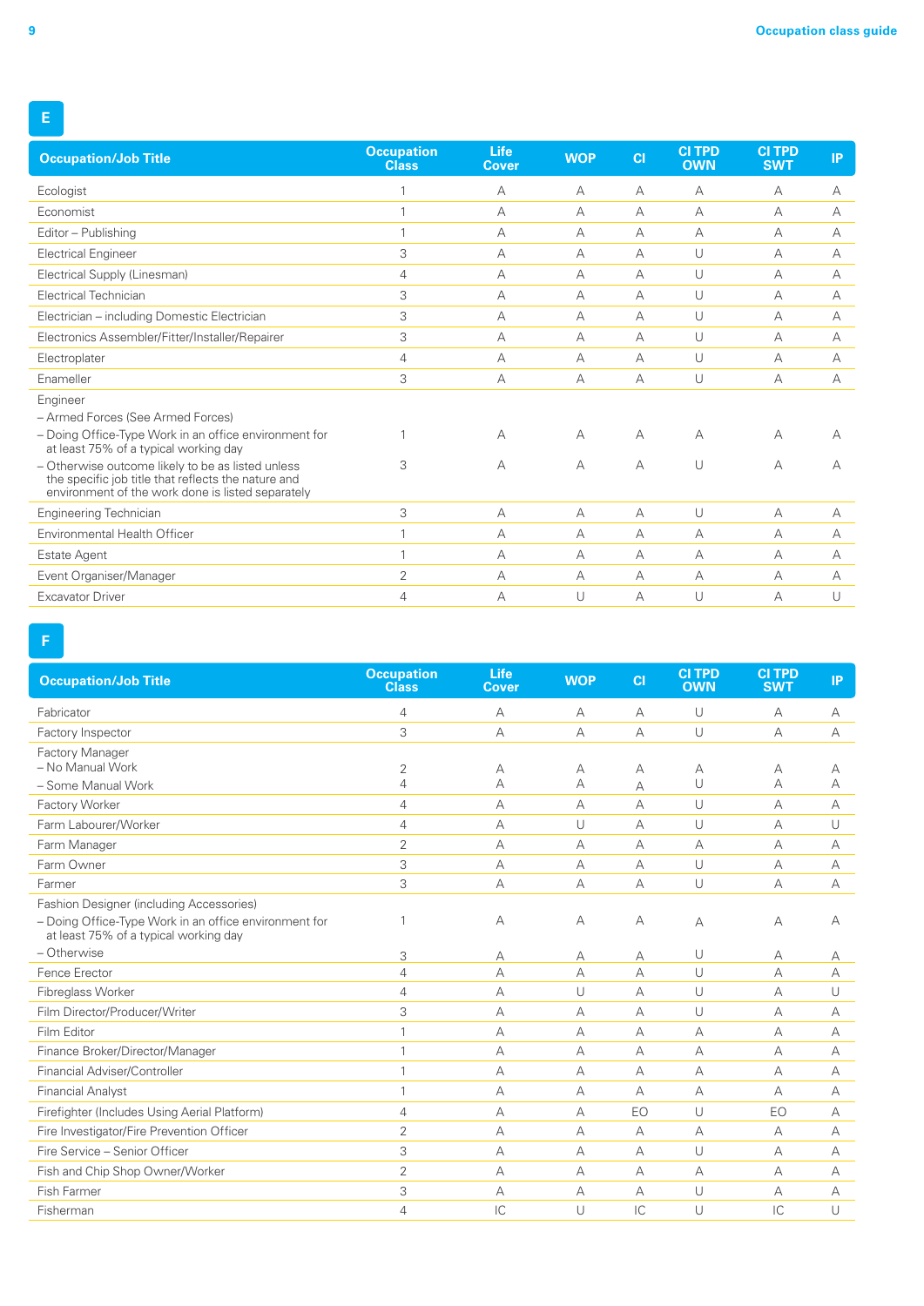## E

| Occupation/Job Title | Occupation Class | Life Cover | WOP | CI | CI TPD OWN | CI TPD SWT | IP |
|---|---|---|---|---|---|---|---|
| Ecologist | 1 | A | A | A | A | A | A |
| Economist | 1 | A | A | A | A | A | A |
| Editor – Publishing | 1 | A | A | A | A | A | A |
| Electrical Engineer | 3 | A | A | A | U | A | A |
| Electrical Supply (Linesman) | 4 | A | A | A | U | A | A |
| Electrical Technician | 3 | A | A | A | U | A | A |
| Electrician – including Domestic Electrician | 3 | A | A | A | U | A | A |
| Electronics Assembler/Fitter/Installer/Repairer | 3 | A | A | A | U | A | A |
| Electroplater | 4 | A | A | A | U | A | A |
| Enameller | 3 | A | A | A | U | A | A |
| Engineer | | | | | | | |
| – Armed Forces (See Armed Forces) | | | | | | | |
| – Doing Office-Type Work in an office environment for at least 75% of a typical working day | 1 | A | A | A | A | A | A |
| – Otherwise outcome likely to be as listed unless the specific job title that reflects the nature and environment of the work done is listed separately | 3 | A | A | A | U | A | A |
| Engineering Technician | 3 | A | A | A | U | A | A |
| Environmental Health Officer | 1 | A | A | A | A | A | A |
| Estate Agent | 1 | A | A | A | A | A | A |
| Event Organiser/Manager | 2 | A | A | A | A | A | A |
| Excavator Driver | 4 | A | U | A | U | A | U |

## F

| Occupation/Job Title | Occupation Class | Life Cover | WOP | CI | CI TPD OWN | CI TPD SWT | IP |
|---|---|---|---|---|---|---|---|
| Fabricator | 4 | A | A | A | U | A | A |
| Factory Inspector | 3 | A | A | A | U | A | A |
| Factory Manager | | | | | | | |
| – No Manual Work | 2 | A | A | A | A | A | A |
| – Some Manual Work | 4 | A | A | A | U | A | A |
| Factory Worker | 4 | A | A | A | U | A | A |
| Farm Labourer/Worker | 4 | A | U | A | U | A | U |
| Farm Manager | 2 | A | A | A | A | A | A |
| Farm Owner | 3 | A | A | A | U | A | A |
| Farmer | 3 | A | A | A | U | A | A |
| Fashion Designer (including Accessories) | | | | | | | |
| – Doing Office-Type Work in an office environment for at least 75% of a typical working day | 1 | A | A | A | A | A | A |
| – Otherwise | 3 | A | A | A | U | A | A |
| Fence Erector | 4 | A | A | A | U | A | A |
| Fibreglass Worker | 4 | A | U | A | U | A | U |
| Film Director/Producer/Writer | 3 | A | A | A | U | A | A |
| Film Editor | 1 | A | A | A | A | A | A |
| Finance Broker/Director/Manager | 1 | A | A | A | A | A | A |
| Financial Adviser/Controller | 1 | A | A | A | A | A | A |
| Financial Analyst | 1 | A | A | A | A | A | A |
| Firefighter (Includes Using Aerial Platform) | 4 | A | A | EO | U | EO | A |
| Fire Investigator/Fire Prevention Officer | 2 | A | A | A | A | A | A |
| Fire Service – Senior Officer | 3 | A | A | A | U | A | A |
| Fish and Chip Shop Owner/Worker | 2 | A | A | A | A | A | A |
| Fish Farmer | 3 | A | A | A | U | A | A |
| Fisherman | 4 | IC | U | IC | U | IC | U |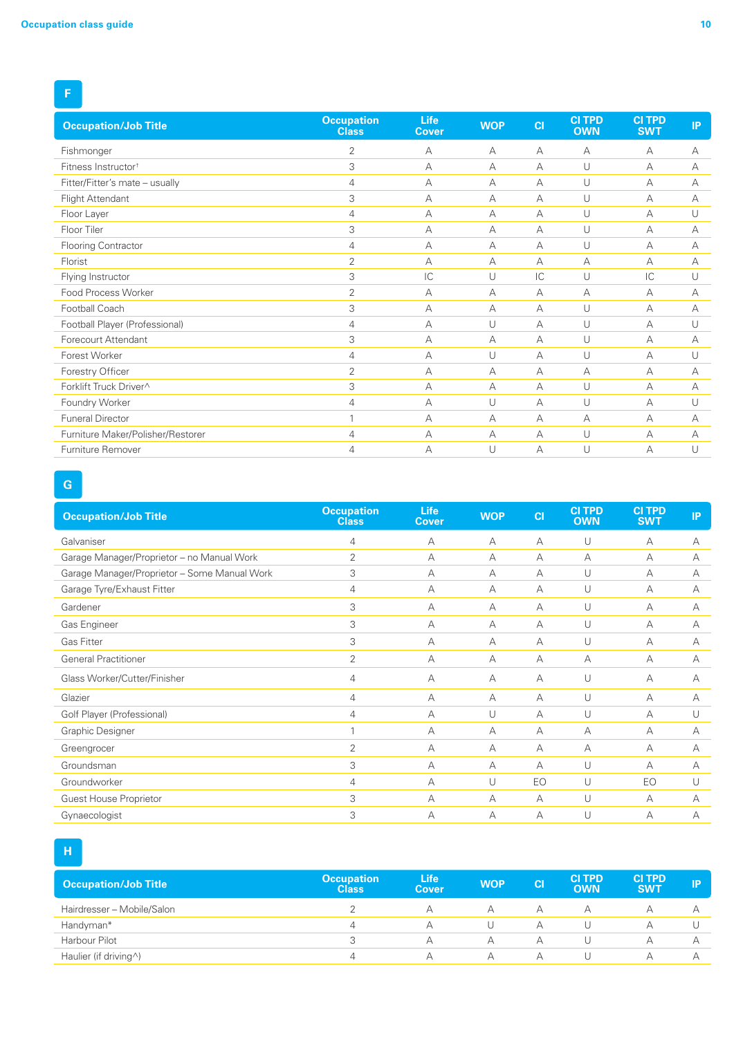## F

| Occupation/Job Title | Occupation Class | Life Cover | WOP | CI | CI TPD OWN | CI TPD SWT | IP |
|---|---|---|---|---|---|---|---|
| Fishmonger | 2 | A | A | A | A | A | A |
| Fitness Instructor† | 3 | A | A | A | U | A | A |
| Fitter/Fitter's mate – usually | 4 | A | A | A | U | A | A |
| Flight Attendant | 3 | A | A | A | U | A | A |
| Floor Layer | 4 | A | A | A | U | A | U |
| Floor Tiler | 3 | A | A | A | U | A | A |
| Flooring Contractor | 4 | A | A | A | U | A | A |
| Florist | 2 | A | A | A | A | A | A |
| Flying Instructor | 3 | IC | U | IC | U | IC | U |
| Food Process Worker | 2 | A | A | A | A | A | A |
| Football Coach | 3 | A | A | A | U | A | A |
| Football Player (Professional) | 4 | A | U | A | U | A | U |
| Forecourt Attendant | 3 | A | A | A | U | A | A |
| Forest Worker | 4 | A | U | A | U | A | U |
| Forestry Officer | 2 | A | A | A | A | A | A |
| Forklift Truck Driver^ | 3 | A | A | A | U | A | A |
| Foundry Worker | 4 | A | U | A | U | A | U |
| Funeral Director | 1 | A | A | A | A | A | A |
| Furniture Maker/Polisher/Restorer | 4 | A | A | A | U | A | A |
| Furniture Remover | 4 | A | U | A | U | A | U |

## G

| Occupation/Job Title | Occupation Class | Life Cover | WOP | CI | CI TPD OWN | CI TPD SWT | IP |
|---|---|---|---|---|---|---|---|
| Galvaniser | 4 | A | A | A | U | A | A |
| Garage Manager/Proprietor – no Manual Work | 2 | A | A | A | A | A | A |
| Garage Manager/Proprietor – Some Manual Work | 3 | A | A | A | U | A | A |
| Garage Tyre/Exhaust Fitter | 4 | A | A | A | U | A | A |
| Gardener | 3 | A | A | A | U | A | A |
| Gas Engineer | 3 | A | A | A | U | A | A |
| Gas Fitter | 3 | A | A | A | U | A | A |
| General Practitioner | 2 | A | A | A | A | A | A |
| Glass Worker/Cutter/Finisher | 4 | A | A | A | U | A | A |
| Glazier | 4 | A | A | A | U | A | A |
| Golf Player (Professional) | 4 | A | U | A | U | A | U |
| Graphic Designer | 1 | A | A | A | A | A | A |
| Greengrocer | 2 | A | A | A | A | A | A |
| Groundsman | 3 | A | A | A | U | A | A |
| Groundworker | 4 | A | U | EO | U | EO | U |
| Guest House Proprietor | 3 | A | A | A | U | A | A |
| Gynaecologist | 3 | A | A | A | U | A | A |

## H

| Occupation/Job Title | Occupation Class | Life Cover | WOP | CI | CI TPD OWN | CI TPD SWT | IP |
|---|---|---|---|---|---|---|---|
| Hairdresser – Mobile/Salon | 2 | A | A | A | A | A | A |
| Handyman* | 4 | A | U | A | U | A | U |
| Harbour Pilot | 3 | A | A | A | U | A | A |
| Haulier (if driving^) | 4 | A | A | A | U | A | A |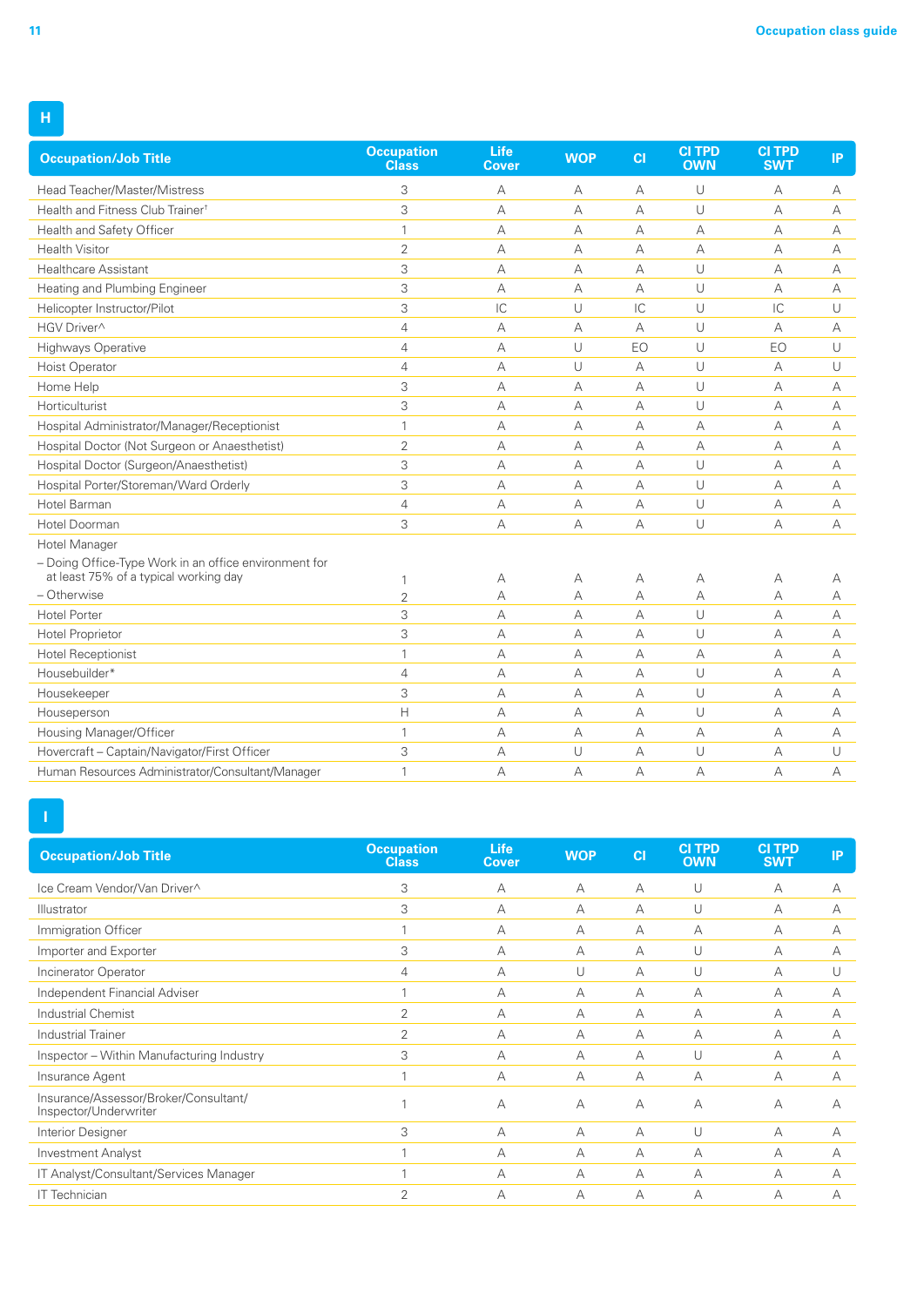## H

| Occupation/Job Title | Occupation Class | Life Cover | WOP | CI | CI TPD OWN | CI TPD SWT | IP |
|---|---|---|---|---|---|---|---|
| Head Teacher/Master/Mistress | 3 | A | A | A | U | A | A |
| Health and Fitness Club Trainer† | 3 | A | A | A | U | A | A |
| Health and Safety Officer | 1 | A | A | A | A | A | A |
| Health Visitor | 2 | A | A | A | A | A | A |
| Healthcare Assistant | 3 | A | A | A | U | A | A |
| Heating and Plumbing Engineer | 3 | A | A | A | U | A | A |
| Helicopter Instructor/Pilot | 3 | IC | U | IC | U | IC | U |
| HGV Driver^ | 4 | A | A | A | U | A | A |
| Highways Operative | 4 | A | U | EO | U | EO | U |
| Hoist Operator | 4 | A | U | A | U | A | U |
| Home Help | 3 | A | A | A | U | A | A |
| Horticulturist | 3 | A | A | A | U | A | A |
| Hospital Administrator/Manager/Receptionist | 1 | A | A | A | A | A | A |
| Hospital Doctor (Not Surgeon or Anaesthetist) | 2 | A | A | A | A | A | A |
| Hospital Doctor (Surgeon/Anaesthetist) | 3 | A | A | A | U | A | A |
| Hospital Porter/Storeman/Ward Orderly | 3 | A | A | A | U | A | A |
| Hotel Barman | 4 | A | A | A | U | A | A |
| Hotel Doorman | 3 | A | A | A | U | A | A |
| Hotel Manager | | | | | | | |
| – Doing Office-Type Work in an office environment for at least 75% of a typical working day | 1 | A | A | A | A | A | A |
| – Otherwise | 2 | A | A | A | A | A | A |
| Hotel Porter | 3 | A | A | A | U | A | A |
| Hotel Proprietor | 3 | A | A | A | U | A | A |
| Hotel Receptionist | 1 | A | A | A | A | A | A |
| Housebuilder* | 4 | A | A | A | U | A | A |
| Housekeeper | 3 | A | A | A | U | A | A |
| Houseperson | H | A | A | A | U | A | A |
| Housing Manager/Officer | 1 | A | A | A | A | A | A |
| Hovercraft – Captain/Navigator/First Officer | 3 | A | U | A | U | A | U |
| Human Resources Administrator/Consultant/Manager | 1 | A | A | A | A | A | A |

## I

| Occupation/Job Title | Occupation Class | Life Cover | WOP | CI | CI TPD OWN | CI TPD SWT | IP |
|---|---|---|---|---|---|---|---|
| Ice Cream Vendor/Van Driver^ | 3 | A | A | A | U | A | A |
| Illustrator | 3 | A | A | A | U | A | A |
| Immigration Officer | 1 | A | A | A | A | A | A |
| Importer and Exporter | 3 | A | A | A | U | A | A |
| Incinerator Operator | 4 | A | U | A | U | A | U |
| Independent Financial Adviser | 1 | A | A | A | A | A | A |
| Industrial Chemist | 2 | A | A | A | A | A | A |
| Industrial Trainer | 2 | A | A | A | A | A | A |
| Inspector – Within Manufacturing Industry | 3 | A | A | A | U | A | A |
| Insurance Agent | 1 | A | A | A | A | A | A |
| Insurance/Assessor/Broker/Consultant/Inspector/Underwriter | 1 | A | A | A | A | A | A |
| Interior Designer | 3 | A | A | A | U | A | A |
| Investment Analyst | 1 | A | A | A | A | A | A |
| IT Analyst/Consultant/Services Manager | 1 | A | A | A | A | A | A |
| IT Technician | 2 | A | A | A | A | A | A |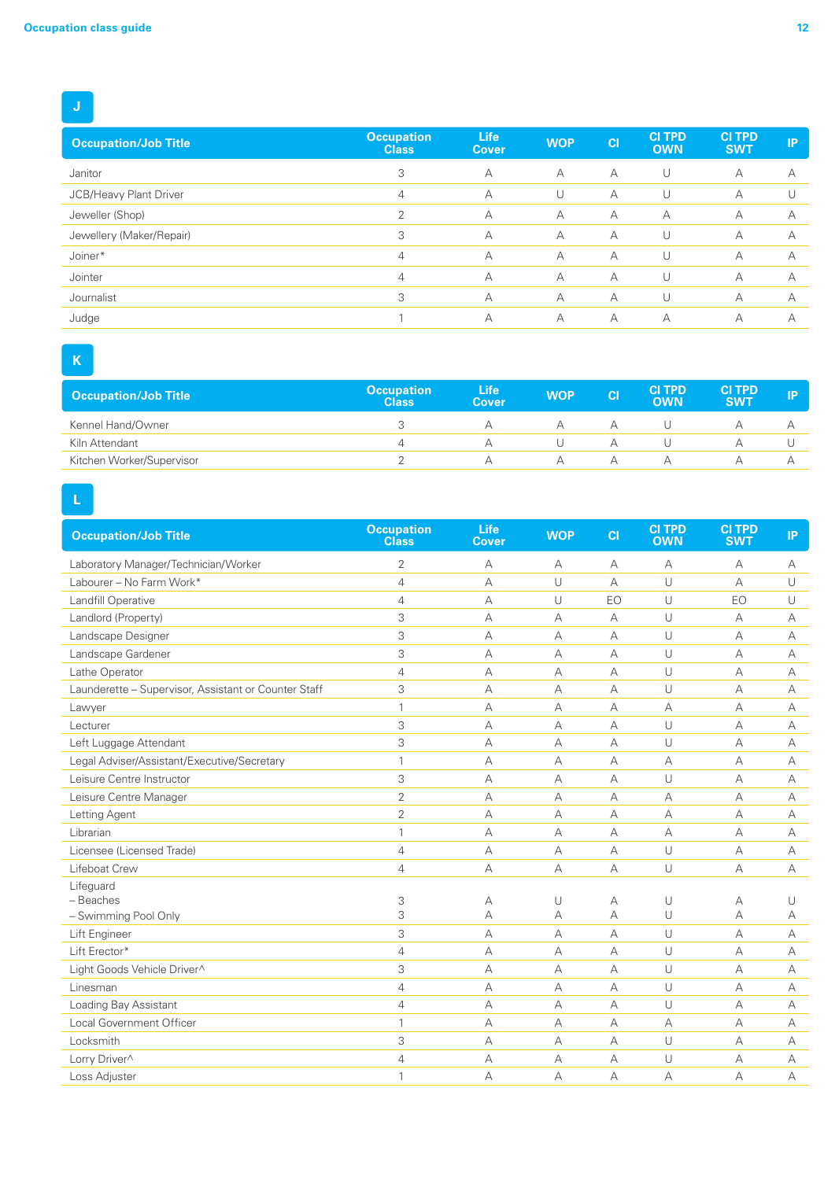## J

| Occupation/Job Title | Occupation Class | Life Cover | WOP | CI | CI TPD OWN | CI TPD SWT | IP |
|---|---|---|---|---|---|---|---|
| Janitor | 3 | A | A | A | U | A | A |
| JCB/Heavy Plant Driver | 4 | A | U | A | U | A | U |
| Jeweller (Shop) | 2 | A | A | A | A | A | A |
| Jewellery (Maker/Repair) | 3 | A | A | A | U | A | A |
| Joiner* | 4 | A | A | A | U | A | A |
| Jointer | 4 | A | A | A | U | A | A |
| Journalist | 3 | A | A | A | U | A | A |
| Judge | 1 | A | A | A | A | A | A |

## K

| Occupation/Job Title | Occupation Class | Life Cover | WOP | CI | CI TPD OWN | CI TPD SWT | IP |
|---|---|---|---|---|---|---|---|
| Kennel Hand/Owner | 3 | A | A | A | U | A | A |
| Kiln Attendant | 4 | A | U | A | U | A | U |
| Kitchen Worker/Supervisor | 2 | A | A | A | A | A | A |

## L

| Occupation/Job Title | Occupation Class | Life Cover | WOP | CI | CI TPD OWN | CI TPD SWT | IP |
|---|---|---|---|---|---|---|---|
| Laboratory Manager/Technician/Worker | 2 | A | A | A | A | A | A |
| Labourer – No Farm Work* | 4 | A | U | A | U | A | U |
| Landfill Operative | 4 | A | U | EO | U | EO | U |
| Landlord (Property) | 3 | A | A | A | U | A | A |
| Landscape Designer | 3 | A | A | A | U | A | A |
| Landscape Gardener | 3 | A | A | A | U | A | A |
| Lathe Operator | 4 | A | A | A | U | A | A |
| Launderette – Supervisor, Assistant or Counter Staff | 3 | A | A | A | U | A | A |
| Lawyer | 1 | A | A | A | A | A | A |
| Lecturer | 3 | A | A | A | U | A | A |
| Left Luggage Attendant | 3 | A | A | A | U | A | A |
| Legal Adviser/Assistant/Executive/Secretary | 1 | A | A | A | A | A | A |
| Leisure Centre Instructor | 3 | A | A | A | U | A | A |
| Leisure Centre Manager | 2 | A | A | A | A | A | A |
| Letting Agent | 2 | A | A | A | A | A | A |
| Librarian | 1 | A | A | A | A | A | A |
| Licensee (Licensed Trade) | 4 | A | A | A | U | A | A |
| Lifeboat Crew | 4 | A | A | A | U | A | A |
| Lifeguard | | | | | | | |
| – Beaches | 3 | A | U | A | U | A | U |
| – Swimming Pool Only | 3 | A | A | A | U | A | A |
| Lift Engineer | 3 | A | A | A | U | A | A |
| Lift Erector* | 4 | A | A | A | U | A | A |
| Light Goods Vehicle Driver^ | 3 | A | A | A | U | A | A |
| Linesman | 4 | A | A | A | U | A | A |
| Loading Bay Assistant | 4 | A | A | A | U | A | A |
| Local Government Officer | 1 | A | A | A | A | A | A |
| Locksmith | 3 | A | A | A | U | A | A |
| Lorry Driver^ | 4 | A | A | A | U | A | A |
| Loss Adjuster | 1 | A | A | A | A | A | A |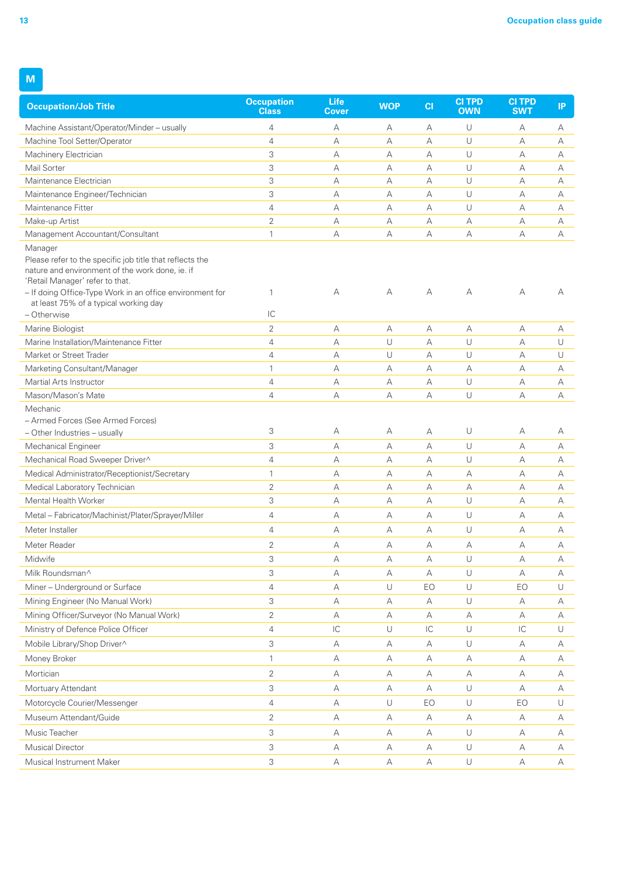# M

| Occupation/Job Title | Occupation Class | Life Cover | WOP | CI | CI TPD OWN | CI TPD SWT | IP |
|---|---|---|---|---|---|---|---|
| Machine Assistant/Operator/Minder – usually | 4 | A | A | A | U | A | A |
| Machine Tool Setter/Operator | 4 | A | A | A | U | A | A |
| Machinery Electrician | 3 | A | A | A | U | A | A |
| Mail Sorter | 3 | A | A | A | U | A | A |
| Maintenance Electrician | 3 | A | A | A | U | A | A |
| Maintenance Engineer/Technician | 3 | A | A | A | U | A | A |
| Maintenance Fitter | 4 | A | A | A | U | A | A |
| Make-up Artist | 2 | A | A | A | A | A | A |
| Management Accountant/Consultant | 1 | A | A | A | A | A | A |
| Manager<br>Please refer to the specific job title that reflects the nature and environment of the work done, ie. if 'Retail Manager' refer to that.<br>– If doing Office-Type Work in an office environment for at least 75% of a typical working day | 1 | A | A | A | A | A | A |
| – Otherwise | IC | | | | | | |
| Marine Biologist | 2 | A | A | A | A | A | A |
| Marine Installation/Maintenance Fitter | 4 | A | U | A | U | A | U |
| Market or Street Trader | 4 | A | U | A | U | A | U |
| Marketing Consultant/Manager | 1 | A | A | A | A | A | A |
| Martial Arts Instructor | 4 | A | A | A | U | A | A |
| Mason/Mason's Mate | 4 | A | A | A | U | A | A |
| Mechanic<br>– Armed Forces (See Armed Forces)<br>– Other Industries – usually | 3 | A | A | A | U | A | A |
| Mechanical Engineer | 3 | A | A | A | U | A | A |
| Mechanical Road Sweeper Driver^ | 4 | A | A | A | U | A | A |
| Medical Administrator/Receptionist/Secretary | 1 | A | A | A | A | A | A |
| Medical Laboratory Technician | 2 | A | A | A | A | A | A |
| Mental Health Worker | 3 | A | A | A | U | A | A |
| Metal – Fabricator/Machinist/Plater/Sprayer/Miller | 4 | A | A | A | U | A | A |
| Meter Installer | 4 | A | A | A | U | A | A |
| Meter Reader | 2 | A | A | A | A | A | A |
| Midwife | 3 | A | A | A | U | A | A |
| Milk Roundsman^ | 3 | A | A | A | U | A | A |
| Miner – Underground or Surface | 4 | A | U | EO | U | EO | U |
| Mining Engineer (No Manual Work) | 3 | A | A | A | U | A | A |
| Mining Officer/Surveyor (No Manual Work) | 2 | A | A | A | A | A | A |
| Ministry of Defence Police Officer | 4 | IC | U | IC | U | IC | U |
| Mobile Library/Shop Driver^ | 3 | A | A | A | U | A | A |
| Money Broker | 1 | A | A | A | A | A | A |
| Mortician | 2 | A | A | A | A | A | A |
| Mortuary Attendant | 3 | A | A | A | U | A | A |
| Motorcycle Courier/Messenger | 4 | A | U | EO | U | EO | U |
| Museum Attendant/Guide | 2 | A | A | A | A | A | A |
| Music Teacher | 3 | A | A | A | U | A | A |
| Musical Director | 3 | A | A | A | U | A | A |
| Musical Instrument Maker | 3 | A | A | A | U | A | A |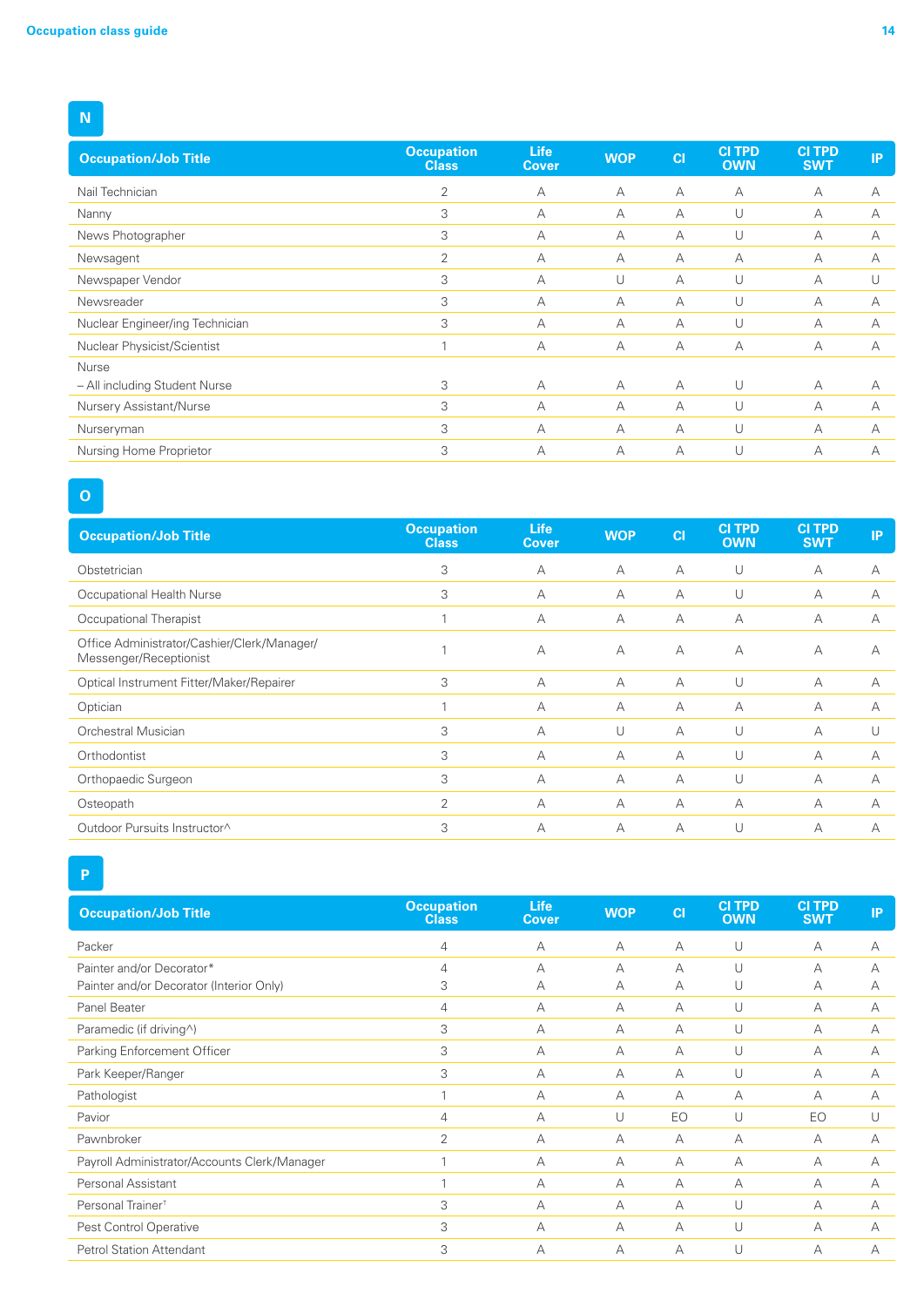## N

| Occupation/Job Title | Occupation Class | Life Cover | WOP | CI | CI TPD OWN | CI TPD SWT | IP |
|---|---|---|---|---|---|---|---|
| Nail Technician | 2 | A | A | A | A | A | A |
| Nanny | 3 | A | A | A | U | A | A |
| News Photographer | 3 | A | A | A | U | A | A |
| Newsagent | 2 | A | A | A | A | A | A |
| Newspaper Vendor | 3 | A | U | A | U | A | U |
| Newsreader | 3 | A | A | A | U | A | A |
| Nuclear Engineer/ing Technician | 3 | A | A | A | U | A | A |
| Nuclear Physicist/Scientist | 1 | A | A | A | A | A | A |
| Nurse – All including Student Nurse | 3 | A | A | A | U | A | A |
| Nursery Assistant/Nurse | 3 | A | A | A | U | A | A |
| Nurseryman | 3 | A | A | A | U | A | A |
| Nursing Home Proprietor | 3 | A | A | A | U | A | A |

## O

| Occupation/Job Title | Occupation Class | Life Cover | WOP | CI | CI TPD OWN | CI TPD SWT | IP |
|---|---|---|---|---|---|---|---|
| Obstetrician | 3 | A | A | A | U | A | A |
| Occupational Health Nurse | 3 | A | A | A | U | A | A |
| Occupational Therapist | 1 | A | A | A | A | A | A |
| Office Administrator/Cashier/Clerk/Manager/ Messenger/Receptionist | 1 | A | A | A | A | A | A |
| Optical Instrument Fitter/Maker/Repairer | 3 | A | A | A | U | A | A |
| Optician | 1 | A | A | A | A | A | A |
| Orchestral Musician | 3 | A | U | A | U | A | U |
| Orthodontist | 3 | A | A | A | U | A | A |
| Orthopaedic Surgeon | 3 | A | A | A | U | A | A |
| Osteopath | 2 | A | A | A | A | A | A |
| Outdoor Pursuits Instructor^ | 3 | A | A | A | U | A | A |

## P

| Occupation/Job Title | Occupation Class | Life Cover | WOP | CI | CI TPD OWN | CI TPD SWT | IP |
|---|---|---|---|---|---|---|---|
| Packer | 4 | A | A | A | U | A | A |
| Painter and/or Decorator* | 4 | A | A | A | U | A | A |
| Painter and/or Decorator (Interior Only) | 3 | A | A | A | U | A | A |
| Panel Beater | 4 | A | A | A | U | A | A |
| Paramedic (if driving^) | 3 | A | A | A | U | A | A |
| Parking Enforcement Officer | 3 | A | A | A | U | A | A |
| Park Keeper/Ranger | 3 | A | A | A | U | A | A |
| Pathologist | 1 | A | A | A | A | A | A |
| Pavior | 4 | A | U | EO | U | EO | U |
| Pawnbroker | 2 | A | A | A | A | A | A |
| Payroll Administrator/Accounts Clerk/Manager | 1 | A | A | A | A | A | A |
| Personal Assistant | 1 | A | A | A | A | A | A |
| Personal Trainer† | 3 | A | A | A | U | A | A |
| Pest Control Operative | 3 | A | A | A | U | A | A |
| Petrol Station Attendant | 3 | A | A | A | U | A | A |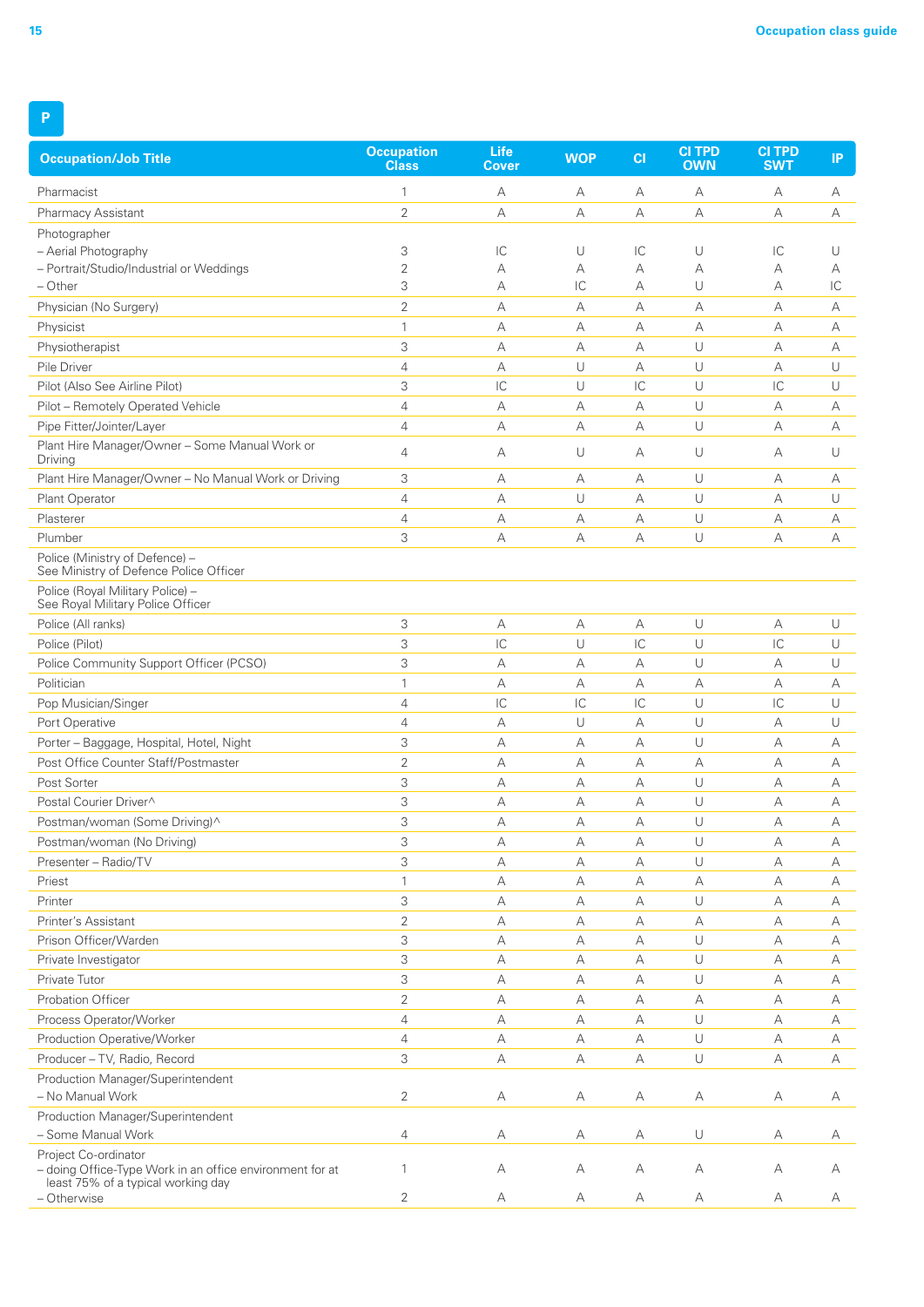# P

| Occupation/Job Title | Occupation Class | Life Cover | WOP | CI | CI TPD OWN | CI TPD SWT | IP |
|---|---|---|---|---|---|---|---|
| Pharmacist | 1 | A | A | A | A | A | A |
| Pharmacy Assistant | 2 | A | A | A | A | A | A |
| Photographer | | | | | | | |
| – Aerial Photography | 3 | IC | U | IC | U | IC | U |
| – Portrait/Studio/Industrial or Weddings | 2 | A | A | A | A | A | A |
| – Other | 3 | A | IC | A | U | A | IC |
| Physician (No Surgery) | 2 | A | A | A | A | A | A |
| Physicist | 1 | A | A | A | A | A | A |
| Physiotherapist | 3 | A | A | A | U | A | A |
| Pile Driver | 4 | A | U | A | U | A | U |
| Pilot (Also See Airline Pilot) | 3 | IC | U | IC | U | IC | U |
| Pilot – Remotely Operated Vehicle | 4 | A | A | A | U | A | A |
| Pipe Fitter/Jointer/Layer | 4 | A | A | A | U | A | A |
| Plant Hire Manager/Owner – Some Manual Work or Driving | 4 | A | U | A | U | A | U |
| Plant Hire Manager/Owner – No Manual Work or Driving | 3 | A | A | A | U | A | A |
| Plant Operator | 4 | A | U | A | U | A | U |
| Plasterer | 4 | A | A | A | U | A | A |
| Plumber | 3 | A | A | A | U | A | A |
| Police (Ministry of Defence) – See Ministry of Defence Police Officer | | | | | | | |
| Police (Royal Military Police) – See Royal Military Police Officer | | | | | | | |
| Police (All ranks) | 3 | A | A | A | U | A | U |
| Police (Pilot) | 3 | IC | U | IC | U | IC | U |
| Police Community Support Officer (PCSO) | 3 | A | A | A | U | A | U |
| Politician | 1 | A | A | A | A | A | A |
| Pop Musician/Singer | 4 | IC | IC | IC | U | IC | U |
| Port Operative | 4 | A | U | A | U | A | U |
| Porter – Baggage, Hospital, Hotel, Night | 3 | A | A | A | U | A | A |
| Post Office Counter Staff/Postmaster | 2 | A | A | A | A | A | A |
| Post Sorter | 3 | A | A | A | U | A | A |
| Postal Courier Driver^ | 3 | A | A | A | U | A | A |
| Postman/woman (Some Driving)^ | 3 | A | A | A | U | A | A |
| Postman/woman (No Driving) | 3 | A | A | A | U | A | A |
| Presenter – Radio/TV | 3 | A | A | A | U | A | A |
| Priest | 1 | A | A | A | A | A | A |
| Printer | 3 | A | A | A | U | A | A |
| Printer's Assistant | 2 | A | A | A | A | A | A |
| Prison Officer/Warden | 3 | A | A | A | U | A | A |
| Private Investigator | 3 | A | A | A | U | A | A |
| Private Tutor | 3 | A | A | A | U | A | A |
| Probation Officer | 2 | A | A | A | A | A | A |
| Process Operator/Worker | 4 | A | A | A | U | A | A |
| Production Operative/Worker | 4 | A | A | A | U | A | A |
| Producer – TV, Radio, Record | 3 | A | A | A | U | A | A |
| Production Manager/Superintendent – No Manual Work | 2 | A | A | A | A | A | A |
| Production Manager/Superintendent – Some Manual Work | 4 | A | A | A | U | A | A |
| Project Co-ordinator | | | | | | | |
| – doing Office-Type Work in an office environment for at least 75% of a typical working day | 1 | A | A | A | A | A | A |
| – Otherwise | 2 | A | A | A | A | A | A |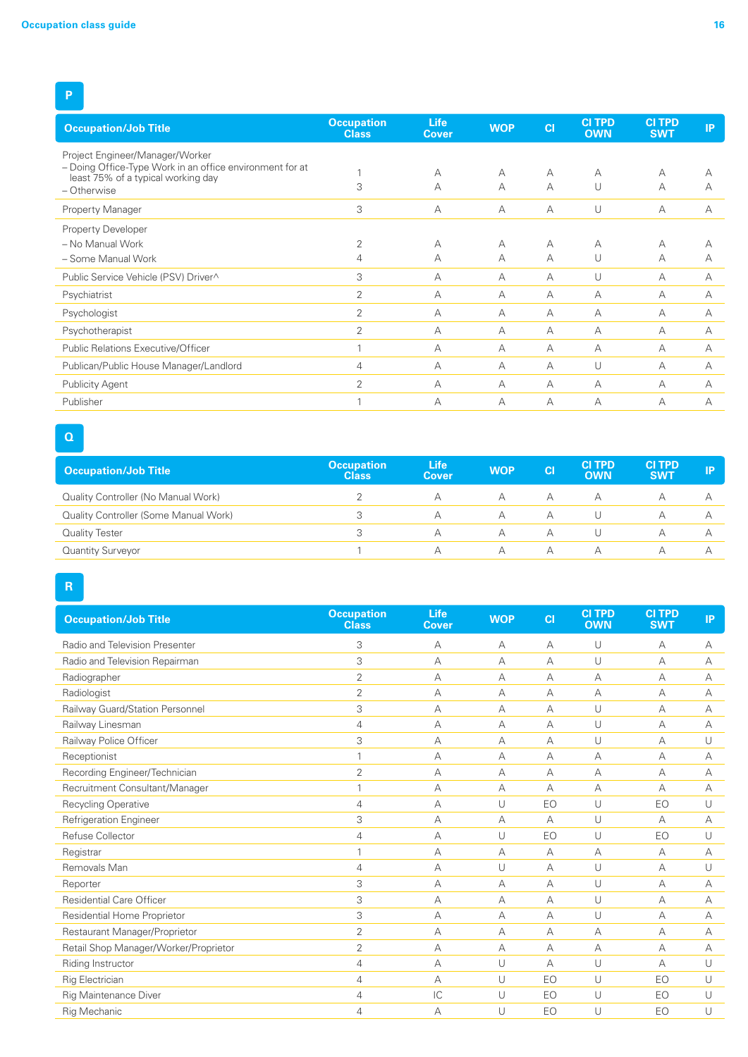## P

| Occupation/Job Title | Occupation Class | Life Cover | WOP | CI | CI TPD OWN | CI TPD SWT | IP |
|---|---|---|---|---|---|---|---|
| Project Engineer/Manager/Worker | | | | | | | |
| – Doing Office-Type Work in an office environment for at least 75% of a typical working day | 1 | A | A | A | A | A | A |
| – Otherwise | 3 | A | A | A | U | A | A |
| Property Manager | 3 | A | A | A | U | A | A |
| Property Developer | | | | | | | |
| – No Manual Work | 2 | A | A | A | A | A | A |
| – Some Manual Work | 4 | A | A | A | U | A | A |
| Public Service Vehicle (PSV) Driver^ | 3 | A | A | A | U | A | A |
| Psychiatrist | 2 | A | A | A | A | A | A |
| Psychologist | 2 | A | A | A | A | A | A |
| Psychotherapist | 2 | A | A | A | A | A | A |
| Public Relations Executive/Officer | 1 | A | A | A | A | A | A |
| Publican/Public House Manager/Landlord | 4 | A | A | A | U | A | A |
| Publicity Agent | 2 | A | A | A | A | A | A |
| Publisher | 1 | A | A | A | A | A | A |

## Q

| Occupation/Job Title | Occupation Class | Life Cover | WOP | CI | CI TPD OWN | CI TPD SWT | IP |
|---|---|---|---|---|---|---|---|
| Quality Controller (No Manual Work) | 2 | A | A | A | A | A | A |
| Quality Controller (Some Manual Work) | 3 | A | A | A | U | A | A |
| Quality Tester | 3 | A | A | A | U | A | A |
| Quantity Surveyor | 1 | A | A | A | A | A | A |

## R

| Occupation/Job Title | Occupation Class | Life Cover | WOP | CI | CI TPD OWN | CI TPD SWT | IP |
|---|---|---|---|---|---|---|---|
| Radio and Television Presenter | 3 | A | A | A | U | A | A |
| Radio and Television Repairman | 3 | A | A | A | U | A | A |
| Radiographer | 2 | A | A | A | A | A | A |
| Radiologist | 2 | A | A | A | A | A | A |
| Railway Guard/Station Personnel | 3 | A | A | A | U | A | A |
| Railway Linesman | 4 | A | A | A | U | A | A |
| Railway Police Officer | 3 | A | A | A | U | A | U |
| Receptionist | 1 | A | A | A | A | A | A |
| Recording Engineer/Technician | 2 | A | A | A | A | A | A |
| Recruitment Consultant/Manager | 1 | A | A | A | A | A | A |
| Recycling Operative | 4 | A | U | EO | U | EO | U |
| Refrigeration Engineer | 3 | A | A | A | U | A | A |
| Refuse Collector | 4 | A | U | EO | U | EO | U |
| Registrar | 1 | A | A | A | A | A | A |
| Removals Man | 4 | A | U | A | U | A | U |
| Reporter | 3 | A | A | A | U | A | A |
| Residential Care Officer | 3 | A | A | A | U | A | A |
| Residential Home Proprietor | 3 | A | A | A | U | A | A |
| Restaurant Manager/Proprietor | 2 | A | A | A | A | A | A |
| Retail Shop Manager/Worker/Proprietor | 2 | A | A | A | A | A | A |
| Riding Instructor | 4 | A | U | A | U | A | U |
| Rig Electrician | 4 | A | U | EO | U | EO | U |
| Rig Maintenance Diver | 4 | IC | U | EO | U | EO | U |
| Rig Mechanic | 4 | A | U | EO | U | EO | U |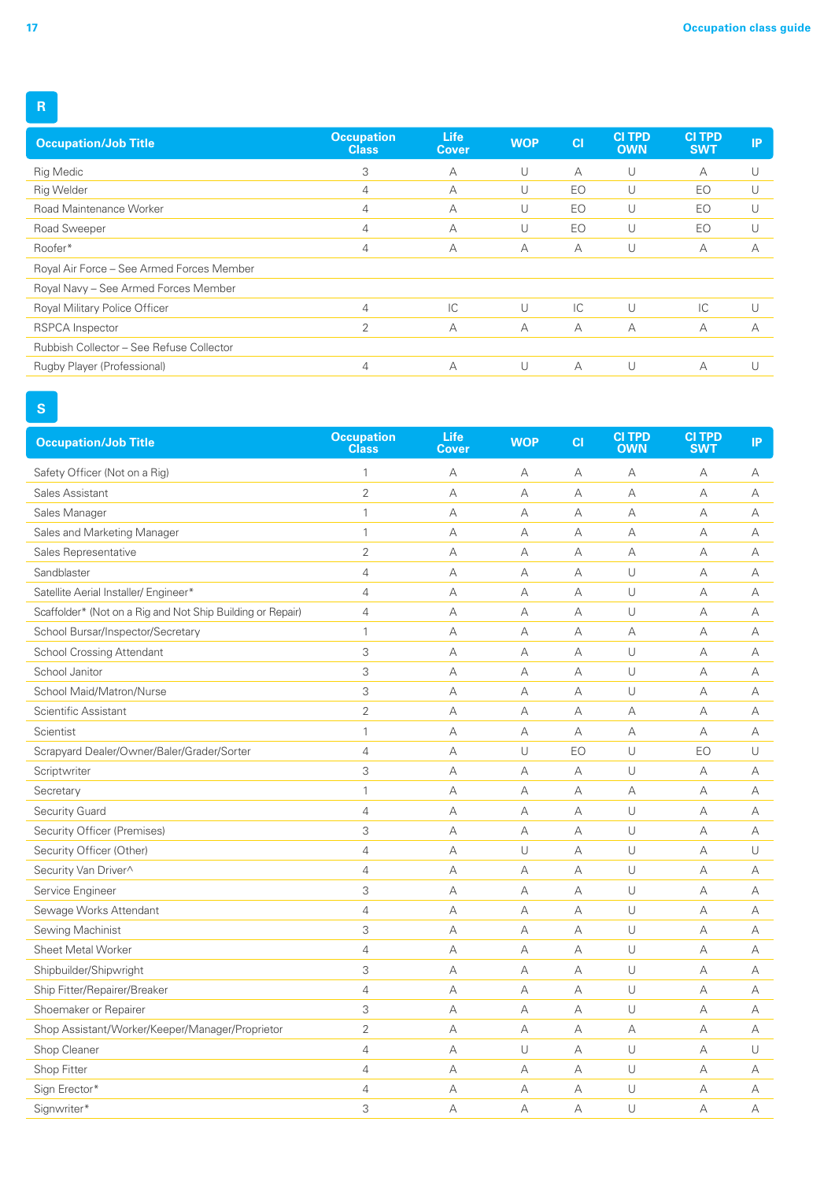## R

| Occupation/Job Title | Occupation Class | Life Cover | WOP | CI | CI TPD OWN | CI TPD SWT | IP |
|---|---|---|---|---|---|---|---|
| Rig Medic | 3 | A | U | A | U | A | U |
| Rig Welder | 4 | A | U | EO | U | EO | U |
| Road Maintenance Worker | 4 | A | U | EO | U | EO | U |
| Road Sweeper | 4 | A | U | EO | U | EO | U |
| Roofer* | 4 | A | A | A | U | A | A |
| Royal Air Force – See Armed Forces Member | | | | | | | |
| Royal Navy – See Armed Forces Member | | | | | | | |
| Royal Military Police Officer | 4 | IC | U | IC | U | IC | U |
| RSPCA Inspector | 2 | A | A | A | A | A | A |
| Rubbish Collector – See Refuse Collector | | | | | | | |
| Rugby Player (Professional) | 4 | A | U | A | U | A | U |

## S

| Occupation/Job Title | Occupation Class | Life Cover | WOP | CI | CI TPD OWN | CI TPD SWT | IP |
|---|---|---|---|---|---|---|---|
| Safety Officer (Not on a Rig) | 1 | A | A | A | A | A | A |
| Sales Assistant | 2 | A | A | A | A | A | A |
| Sales Manager | 1 | A | A | A | A | A | A |
| Sales and Marketing Manager | 1 | A | A | A | A | A | A |
| Sales Representative | 2 | A | A | A | A | A | A |
| Sandblaster | 4 | A | A | A | U | A | A |
| Satellite Aerial Installer/ Engineer* | 4 | A | A | A | U | A | A |
| Scaffolder* (Not on a Rig and Not Ship Building or Repair) | 4 | A | A | A | U | A | A |
| School Bursar/Inspector/Secretary | 1 | A | A | A | A | A | A |
| School Crossing Attendant | 3 | A | A | A | U | A | A |
| School Janitor | 3 | A | A | A | U | A | A |
| School Maid/Matron/Nurse | 3 | A | A | A | U | A | A |
| Scientific Assistant | 2 | A | A | A | A | A | A |
| Scientist | 1 | A | A | A | A | A | A |
| Scrapyard Dealer/Owner/Baler/Grader/Sorter | 4 | A | U | EO | U | EO | U |
| Scriptwriter | 3 | A | A | A | U | A | A |
| Secretary | 1 | A | A | A | A | A | A |
| Security Guard | 4 | A | A | A | U | A | A |
| Security Officer (Premises) | 3 | A | A | A | U | A | A |
| Security Officer (Other) | 4 | A | U | A | U | A | U |
| Security Van Driver^ | 4 | A | A | A | U | A | A |
| Service Engineer | 3 | A | A | A | U | A | A |
| Sewage Works Attendant | 4 | A | A | A | U | A | A |
| Sewing Machinist | 3 | A | A | A | U | A | A |
| Sheet Metal Worker | 4 | A | A | A | U | A | A |
| Shipbuilder/Shipwright | 3 | A | A | A | U | A | A |
| Ship Fitter/Repairer/Breaker | 4 | A | A | A | U | A | A |
| Shoemaker or Repairer | 3 | A | A | A | U | A | A |
| Shop Assistant/Worker/Keeper/Manager/Proprietor | 2 | A | A | A | A | A | A |
| Shop Cleaner | 4 | A | U | A | U | A | U |
| Shop Fitter | 4 | A | A | A | U | A | A |
| Sign Erector* | 4 | A | A | A | U | A | A |
| Signwriter* | 3 | A | A | A | U | A | A |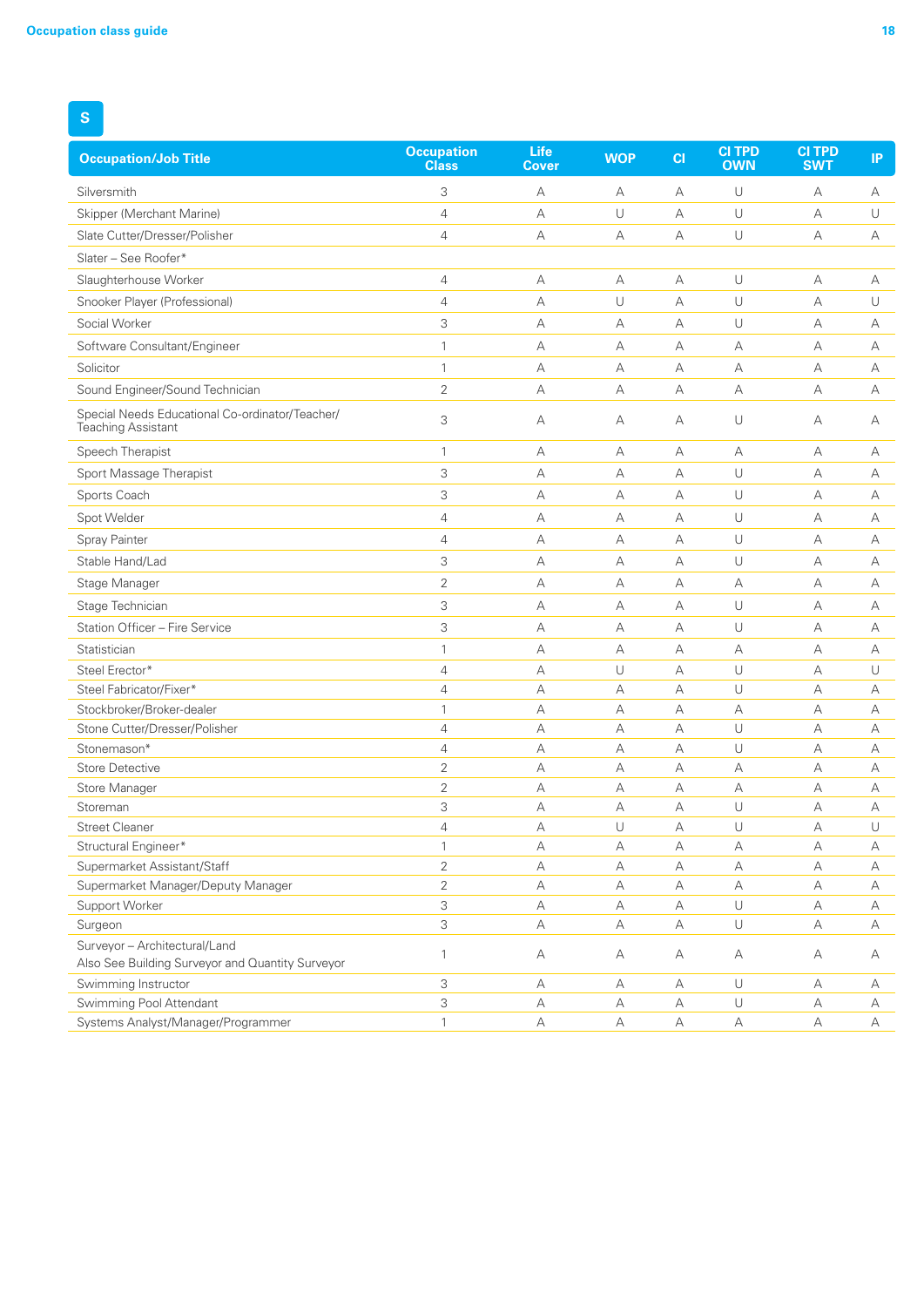## S

| Occupation/Job Title | Occupation Class | Life Cover | WOP | CI | CI TPD OWN | CI TPD SWT | IP |
|---|---|---|---|---|---|---|---|
| Silversmith | 3 | A | A | A | U | A | A |
| Skipper (Merchant Marine) | 4 | A | U | A | U | A | U |
| Slate Cutter/Dresser/Polisher | 4 | A | A | A | U | A | A |
| Slater – See Roofer* | | | | | | | |
| Slaughterhouse Worker | 4 | A | A | A | U | A | A |
| Snooker Player (Professional) | 4 | A | U | A | U | A | U |
| Social Worker | 3 | A | A | A | U | A | A |
| Software Consultant/Engineer | 1 | A | A | A | A | A | A |
| Solicitor | 1 | A | A | A | A | A | A |
| Sound Engineer/Sound Technician | 2 | A | A | A | A | A | A |
| Special Needs Educational Co-ordinator/Teacher/ Teaching Assistant | 3 | A | A | A | U | A | A |
| Speech Therapist | 1 | A | A | A | A | A | A |
| Sport Massage Therapist | 3 | A | A | A | U | A | A |
| Sports Coach | 3 | A | A | A | U | A | A |
| Spot Welder | 4 | A | A | A | U | A | A |
| Spray Painter | 4 | A | A | A | U | A | A |
| Stable Hand/Lad | 3 | A | A | A | U | A | A |
| Stage Manager | 2 | A | A | A | A | A | A |
| Stage Technician | 3 | A | A | A | U | A | A |
| Station Officer – Fire Service | 3 | A | A | A | U | A | A |
| Statistician | 1 | A | A | A | A | A | A |
| Steel Erector* | 4 | A | U | A | U | A | U |
| Steel Fabricator/Fixer* | 4 | A | A | A | U | A | A |
| Stockbroker/Broker-dealer | 1 | A | A | A | A | A | A |
| Stone Cutter/Dresser/Polisher | 4 | A | A | A | U | A | A |
| Stonemason* | 4 | A | A | A | U | A | A |
| Store Detective | 2 | A | A | A | A | A | A |
| Store Manager | 2 | A | A | A | A | A | A |
| Storeman | 3 | A | A | A | U | A | A |
| Street Cleaner | 4 | A | U | A | U | A | U |
| Structural Engineer* | 1 | A | A | A | A | A | A |
| Supermarket Assistant/Staff | 2 | A | A | A | A | A | A |
| Supermarket Manager/Deputy Manager | 2 | A | A | A | A | A | A |
| Support Worker | 3 | A | A | A | U | A | A |
| Surgeon | 3 | A | A | A | U | A | A |
| Surveyor – Architectural/Land Also See Building Surveyor and Quantity Surveyor | 1 | A | A | A | A | A | A |
| Swimming Instructor | 3 | A | A | A | U | A | A |
| Swimming Pool Attendant | 3 | A | A | A | U | A | A |
| Systems Analyst/Manager/Programmer | 1 | A | A | A | A | A | A |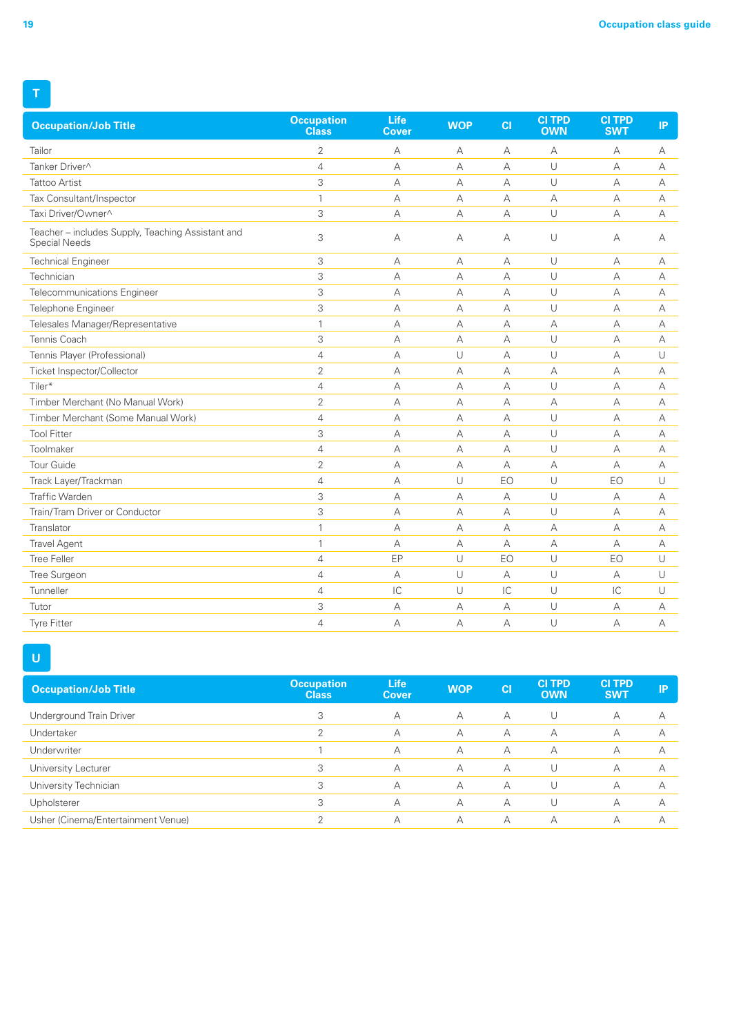## T

| Occupation/Job Title | Occupation Class | Life Cover | WOP | CI | CI TPD OWN | CI TPD SWT | IP |
|---|---|---|---|---|---|---|---|
| Tailor | 2 | A | A | A | A | A | A |
| Tanker Driver^ | 4 | A | A | A | U | A | A |
| Tattoo Artist | 3 | A | A | A | U | A | A |
| Tax Consultant/Inspector | 1 | A | A | A | A | A | A |
| Taxi Driver/Owner^ | 3 | A | A | A | U | A | A |
| Teacher – includes Supply, Teaching Assistant and Special Needs | 3 | A | A | A | U | A | A |
| Technical Engineer | 3 | A | A | A | U | A | A |
| Technician | 3 | A | A | A | U | A | A |
| Telecommunications Engineer | 3 | A | A | A | U | A | A |
| Telephone Engineer | 3 | A | A | A | U | A | A |
| Telesales Manager/Representative | 1 | A | A | A | A | A | A |
| Tennis Coach | 3 | A | A | A | U | A | A |
| Tennis Player (Professional) | 4 | A | U | A | U | A | U |
| Ticket Inspector/Collector | 2 | A | A | A | A | A | A |
| Tiler* | 4 | A | A | A | U | A | A |
| Timber Merchant (No Manual Work) | 2 | A | A | A | A | A | A |
| Timber Merchant (Some Manual Work) | 4 | A | A | A | U | A | A |
| Tool Fitter | 3 | A | A | A | U | A | A |
| Toolmaker | 4 | A | A | A | U | A | A |
| Tour Guide | 2 | A | A | A | A | A | A |
| Track Layer/Trackman | 4 | A | U | EO | U | EO | U |
| Traffic Warden | 3 | A | A | A | U | A | A |
| Train/Tram Driver or Conductor | 3 | A | A | A | U | A | A |
| Translator | 1 | A | A | A | A | A | A |
| Travel Agent | 1 | A | A | A | A | A | A |
| Tree Feller | 4 | EP | U | EO | U | EO | U |
| Tree Surgeon | 4 | A | U | A | U | A | U |
| Tunneller | 4 | IC | U | IC | U | IC | U |
| Tutor | 3 | A | A | A | U | A | A |
| Tyre Fitter | 4 | A | A | A | U | A | A |

## U

| Occupation/Job Title | Occupation Class | Life Cover | WOP | CI | CI TPD OWN | CI TPD SWT | IP |
|---|---|---|---|---|---|---|---|
| Underground Train Driver | 3 | A | A | A | U | A | A |
| Undertaker | 2 | A | A | A | A | A | A |
| Underwriter | 1 | A | A | A | A | A | A |
| University Lecturer | 3 | A | A | A | U | A | A |
| University Technician | 3 | A | A | A | U | A | A |
| Upholsterer | 3 | A | A | A | U | A | A |
| Usher (Cinema/Entertainment Venue) | 2 | A | A | A | A | A | A |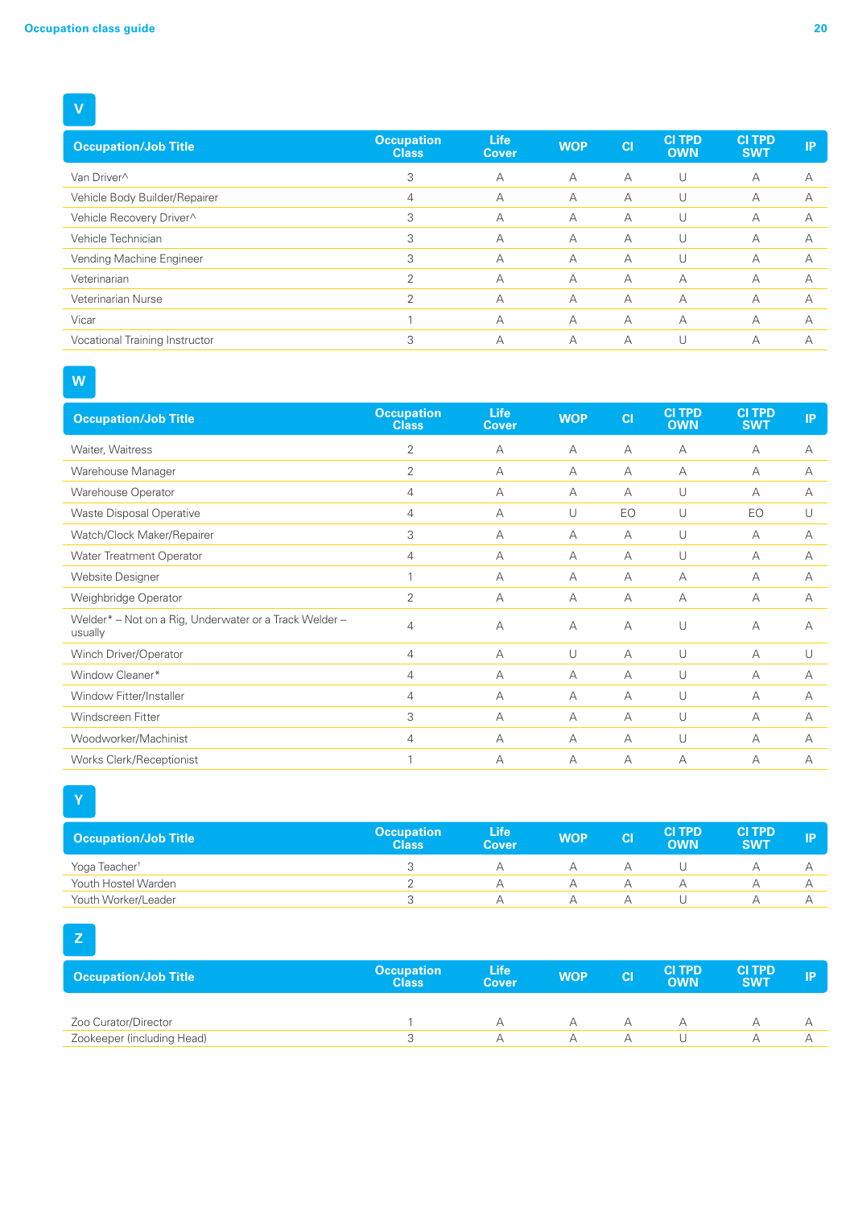## V

| Occupation/Job Title | Occupation Class | Life Cover | WOP | CI | CI TPD OWN | CI TPD SWT | IP |
|---|---|---|---|---|---|---|---|
| Van Driver^ | 3 | A | A | A | U | A | A |
| Vehicle Body Builder/Repairer | 4 | A | A | A | U | A | A |
| Vehicle Recovery Driver^ | 3 | A | A | A | U | A | A |
| Vehicle Technician | 3 | A | A | A | U | A | A |
| Vending Machine Engineer | 3 | A | A | A | U | A | A |
| Veterinarian | 2 | A | A | A | A | A | A |
| Veterinarian Nurse | 2 | A | A | A | A | A | A |
| Vicar | 1 | A | A | A | A | A | A |
| Vocational Training Instructor | 3 | A | A | A | U | A | A |

## W

| Occupation/Job Title | Occupation Class | Life Cover | WOP | CI | CI TPD OWN | CI TPD SWT | IP |
|---|---|---|---|---|---|---|---|
| Waiter, Waitress | 2 | A | A | A | A | A | A |
| Warehouse Manager | 2 | A | A | A | A | A | A |
| Warehouse Operator | 4 | A | A | A | U | A | A |
| Waste Disposal Operative | 4 | A | U | EO | U | EO | U |
| Watch/Clock Maker/Repairer | 3 | A | A | A | U | A | A |
| Water Treatment Operator | 4 | A | A | A | U | A | A |
| Website Designer | 1 | A | A | A | A | A | A |
| Weighbridge Operator | 2 | A | A | A | A | A | A |
| Welder* – Not on a Rig, Underwater or a Track Welder – usually | 4 | A | A | A | U | A | A |
| Winch Driver/Operator | 4 | A | U | A | U | A | U |
| Window Cleaner* | 4 | A | A | A | U | A | A |
| Window Fitter/Installer | 4 | A | A | A | U | A | A |
| Windscreen Fitter | 3 | A | A | A | U | A | A |
| Woodworker/Machinist | 4 | A | A | A | U | A | A |
| Works Clerk/Receptionist | 1 | A | A | A | A | A | A |

## Y

| Occupation/Job Title | Occupation Class | Life Cover | WOP | CI | CI TPD OWN | CI TPD SWT | IP |
|---|---|---|---|---|---|---|---|
| Yoga Teacher† | 3 | A | A | A | U | A | A |
| Youth Hostel Warden | 2 | A | A | A | A | A | A |
| Youth Worker/Leader | 3 | A | A | A | U | A | A |

## Z

| Occupation/Job Title | Occupation Class | Life Cover | WOP | CI | CI TPD OWN | CI TPD SWT | IP |
|---|---|---|---|---|---|---|---|
| Zoo Curator/Director | 1 | A | A | A | A | A | A |
| Zookeeper (including Head) | 3 | A | A | A | U | A | A |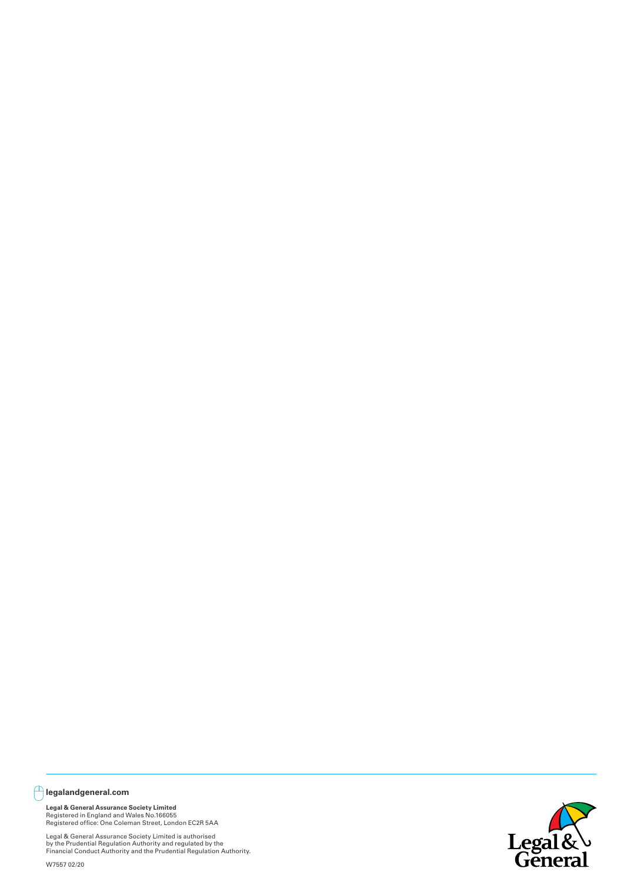**legalandgeneral.com**

**Legal & General Assurance Society Limited**
Registered in England and Wales No.166055
Registered office: One Coleman Street, London EC2R 5AA

Legal & General Assurance Society Limited is authorised by the Prudential Regulation Authority and regulated by the Financial Conduct Authority and the Prudential Regulation Authority.

W7557 02/20